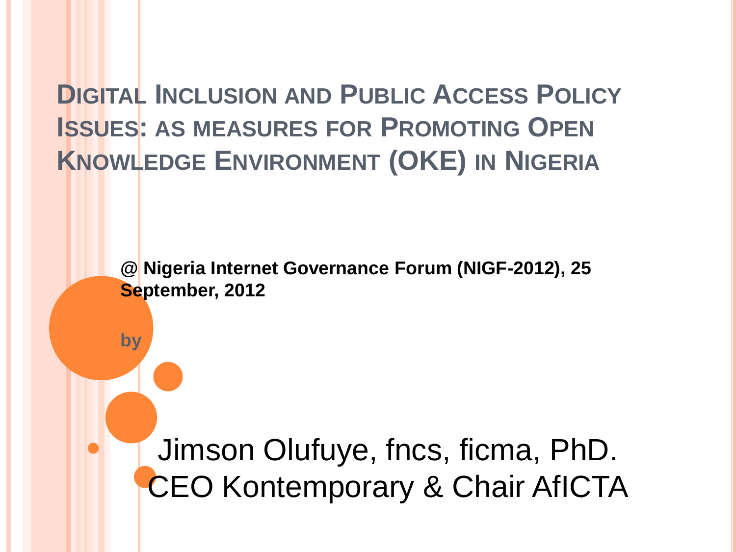# Digital Inclusion and Public Access Policy Issues: as measures for Promoting Open Knowledge Environment (OKE) in Nigeria

**@ Nigeria Internet Governance Forum (NIGF-2012), 25 September, 2012**

**by**

Jimson Olufuye, fncs, ficma, PhD.
CEO Kontemporary & Chair AfICTA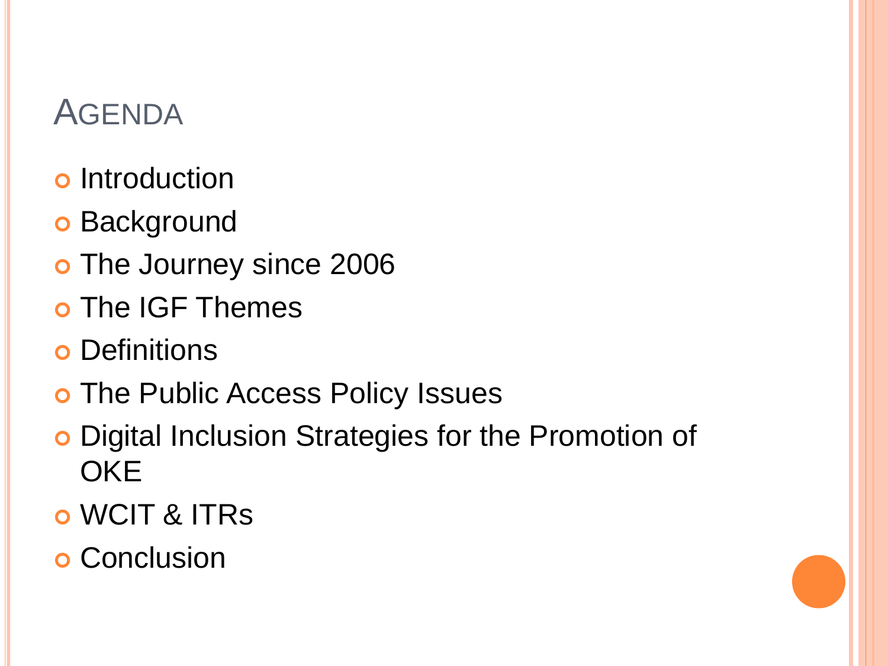# Agenda

- Introduction
- Background
- The Journey since 2006
- The IGF Themes
- Definitions
- The Public Access Policy Issues
- Digital Inclusion Strategies for the Promotion of OKE
- WCIT & ITRs
- Conclusion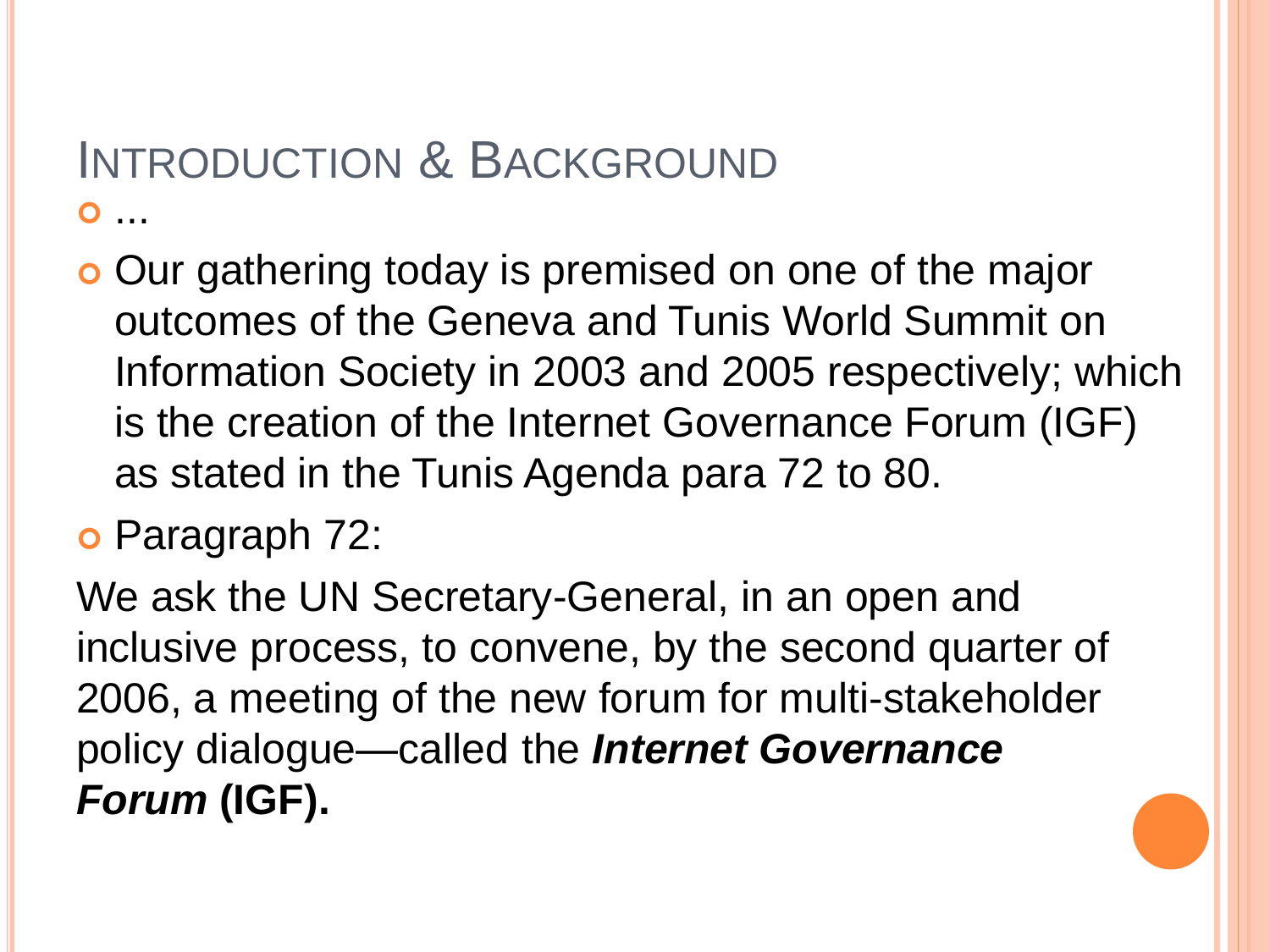# Introduction & Background

- ...
- Our gathering today is premised on one of the major outcomes of the Geneva and Tunis World Summit on Information Society in 2003 and 2005 respectively; which is the creation of the Internet Governance Forum (IGF) as stated in the Tunis Agenda para 72 to 80.
- Paragraph 72:

We ask the UN Secretary-General, in an open and inclusive process, to convene, by the second quarter of 2006, a meeting of the new forum for multi-stakeholder policy dialogue—called the ***Internet Governance Forum*** **(IGF).**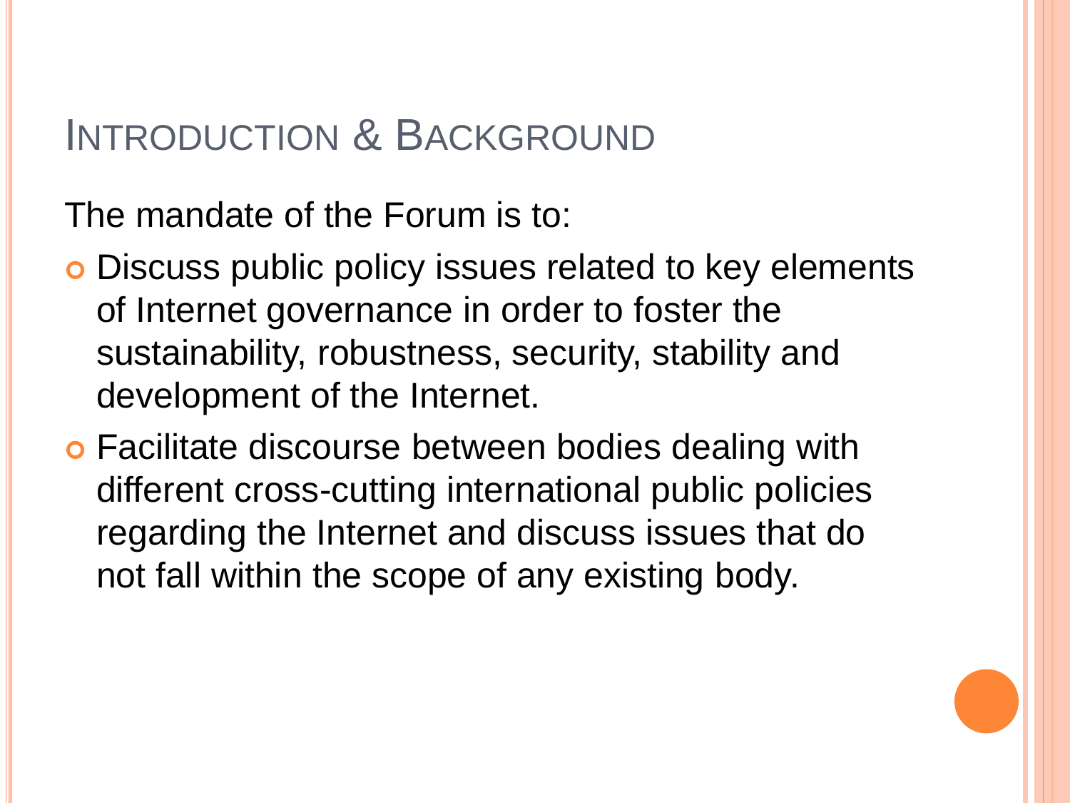# Introduction & Background

The mandate of the Forum is to:

- Discuss public policy issues related to key elements of Internet governance in order to foster the sustainability, robustness, security, stability and development of the Internet.
- Facilitate discourse between bodies dealing with different cross-cutting international public policies regarding the Internet and discuss issues that do not fall within the scope of any existing body.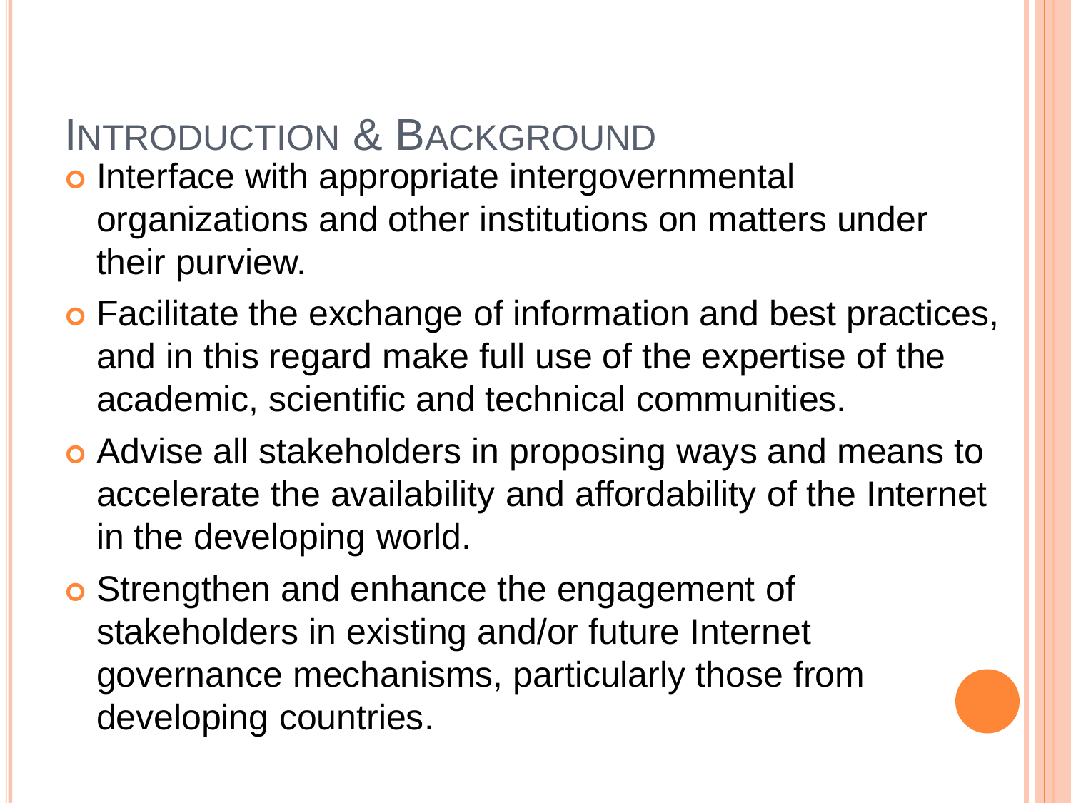## Introduction & Background

- Interface with appropriate intergovernmental organizations and other institutions on matters under their purview.
- Facilitate the exchange of information and best practices, and in this regard make full use of the expertise of the academic, scientific and technical communities.
- Advise all stakeholders in proposing ways and means to accelerate the availability and affordability of the Internet in the developing world.
- Strengthen and enhance the engagement of stakeholders in existing and/or future Internet governance mechanisms, particularly those from developing countries.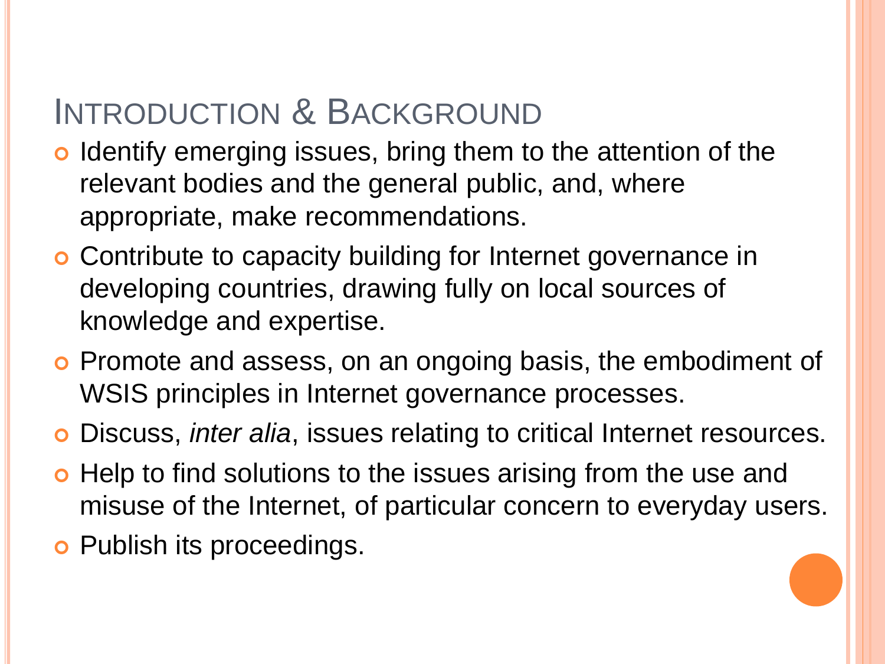# Introduction & Background

- Identify emerging issues, bring them to the attention of the relevant bodies and the general public, and, where appropriate, make recommendations.
- Contribute to capacity building for Internet governance in developing countries, drawing fully on local sources of knowledge and expertise.
- Promote and assess, on an ongoing basis, the embodiment of WSIS principles in Internet governance processes.
- Discuss, *inter alia*, issues relating to critical Internet resources.
- Help to find solutions to the issues arising from the use and misuse of the Internet, of particular concern to everyday users.
- Publish its proceedings.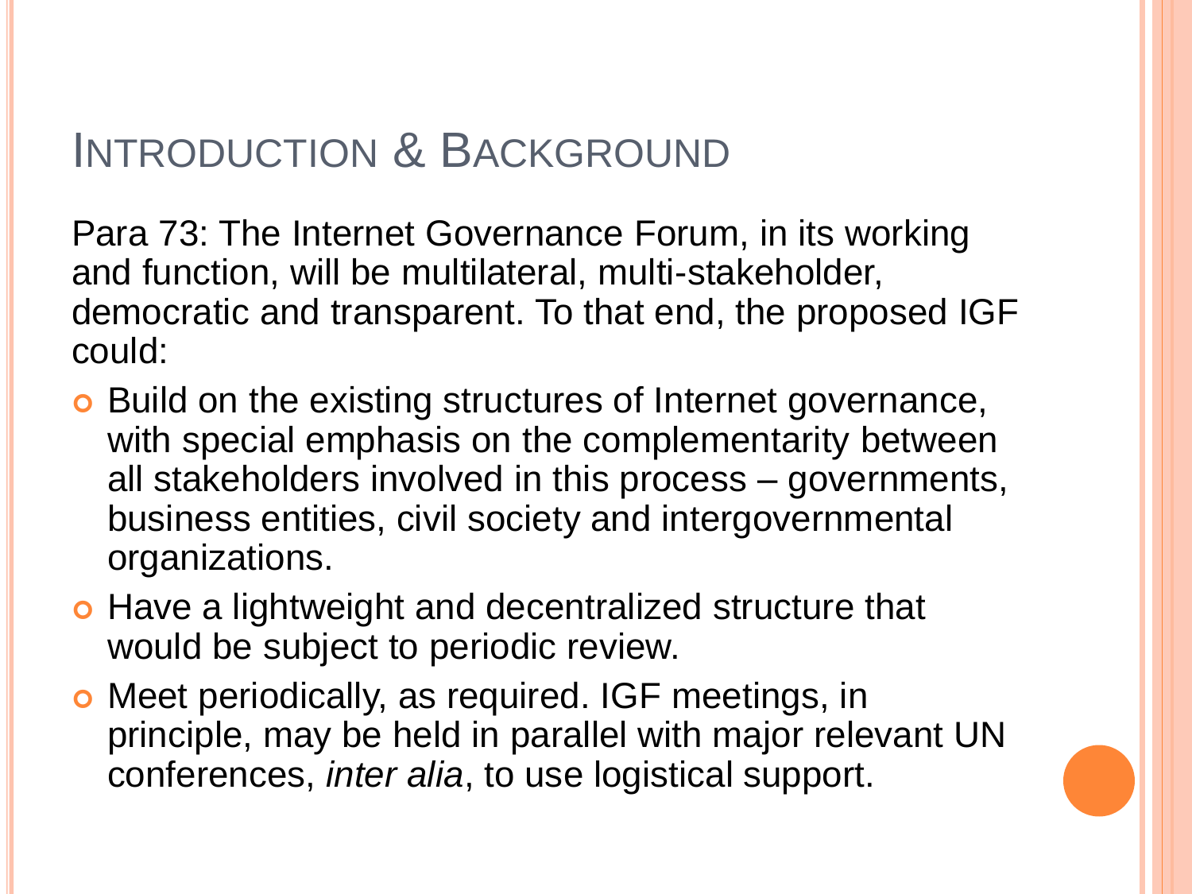# Introduction & Background

Para 73: The Internet Governance Forum, in its working and function, will be multilateral, multi-stakeholder, democratic and transparent. To that end, the proposed IGF could:

- Build on the existing structures of Internet governance, with special emphasis on the complementarity between all stakeholders involved in this process – governments, business entities, civil society and intergovernmental organizations.
- Have a lightweight and decentralized structure that would be subject to periodic review.
- Meet periodically, as required. IGF meetings, in principle, may be held in parallel with major relevant UN conferences, *inter alia*, to use logistical support.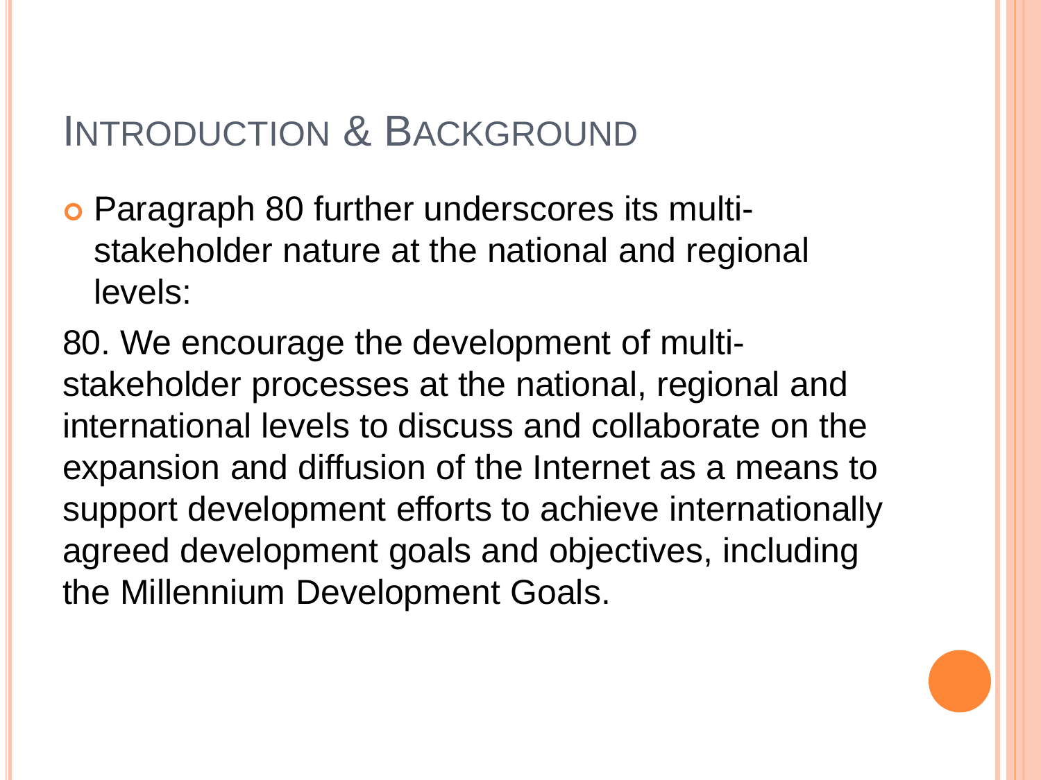# Introduction & Background

- Paragraph 80 further underscores its multi-stakeholder nature at the national and regional levels:

80. We encourage the development of multi-stakeholder processes at the national, regional and international levels to discuss and collaborate on the expansion and diffusion of the Internet as a means to support development efforts to achieve internationally agreed development goals and objectives, including the Millennium Development Goals.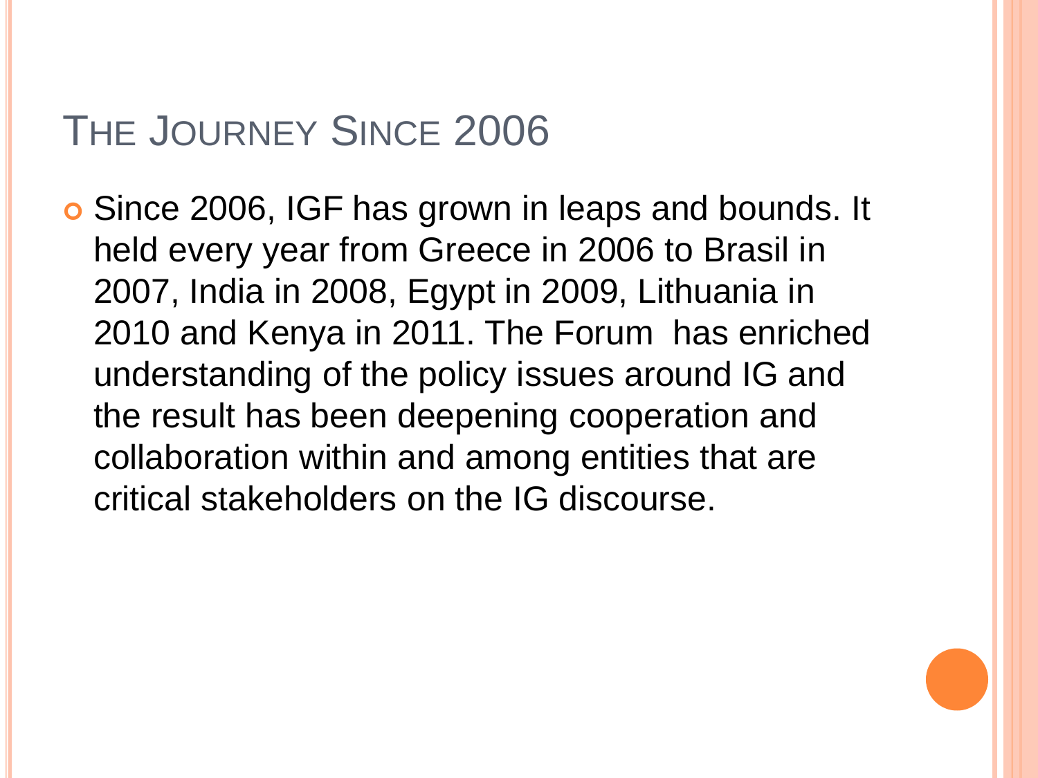# The Journey Since 2006

- Since 2006, IGF has grown in leaps and bounds. It held every year from Greece in 2006 to Brasil in 2007, India in 2008, Egypt in 2009, Lithuania in 2010 and Kenya in 2011. The Forum has enriched understanding of the policy issues around IG and the result has been deepening cooperation and collaboration within and among entities that are critical stakeholders on the IG discourse.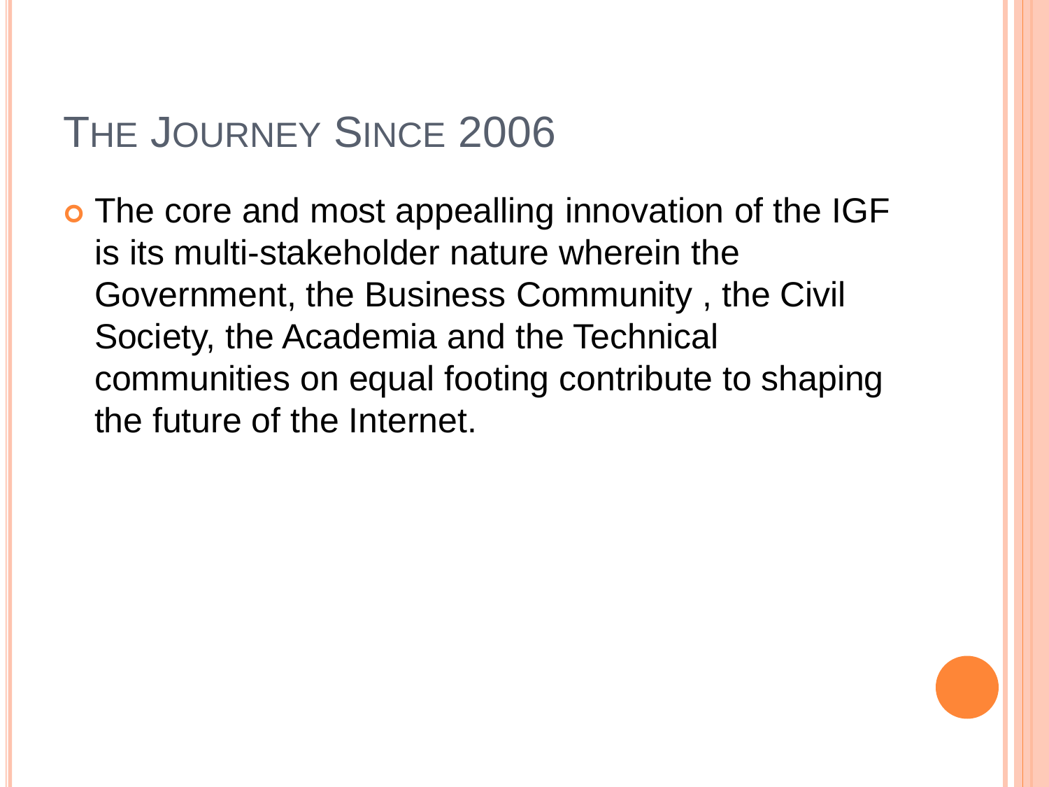# The Journey Since 2006

- The core and most appealling innovation of the IGF is its multi-stakeholder nature wherein the Government, the Business Community , the Civil Society, the Academia and the Technical communities on equal footing contribute to shaping the future of the Internet.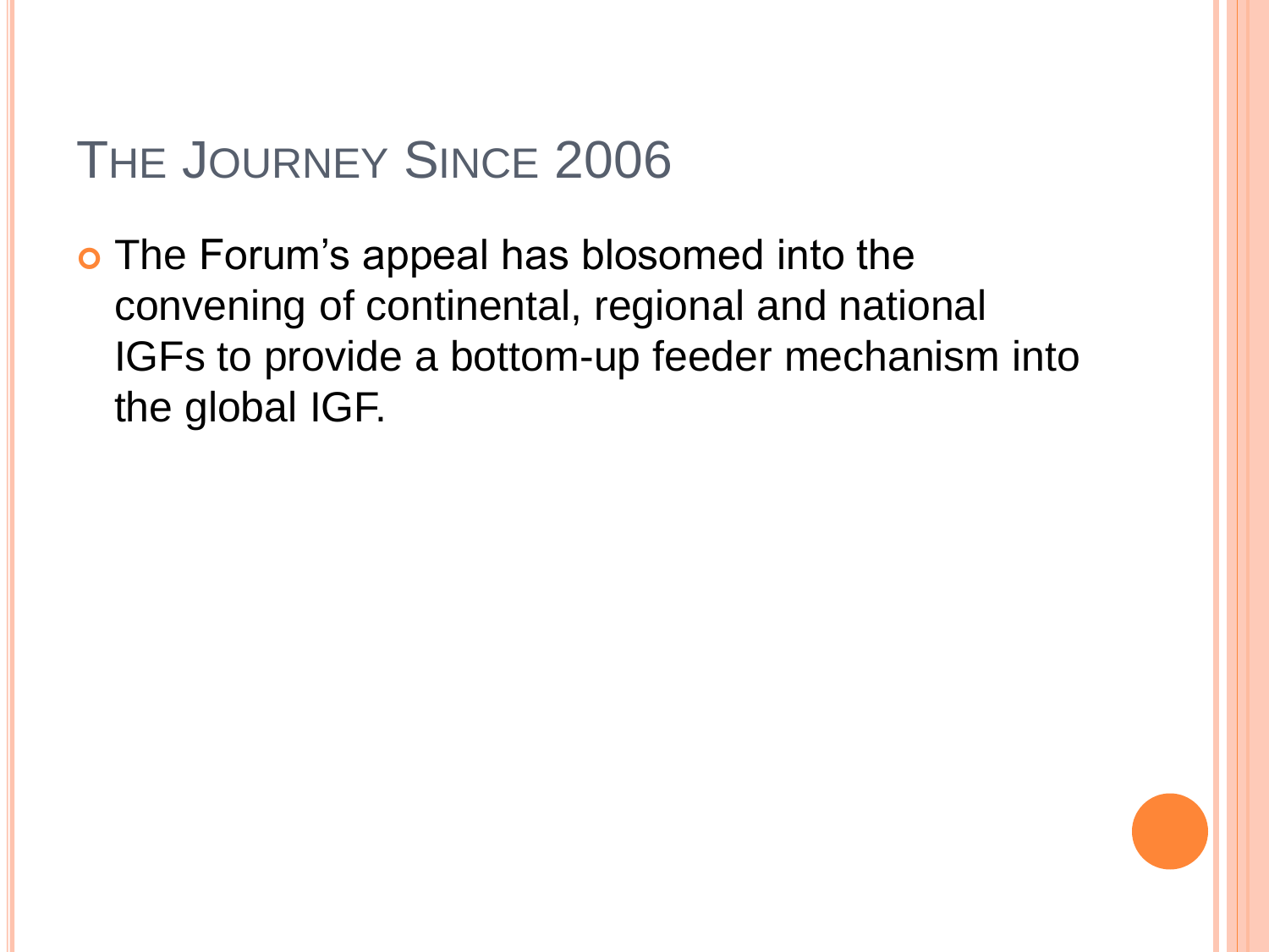# The Journey Since 2006

- The Forum's appeal has blosomed into the convening of continental, regional and national IGFs to provide a bottom-up feeder mechanism into the global IGF.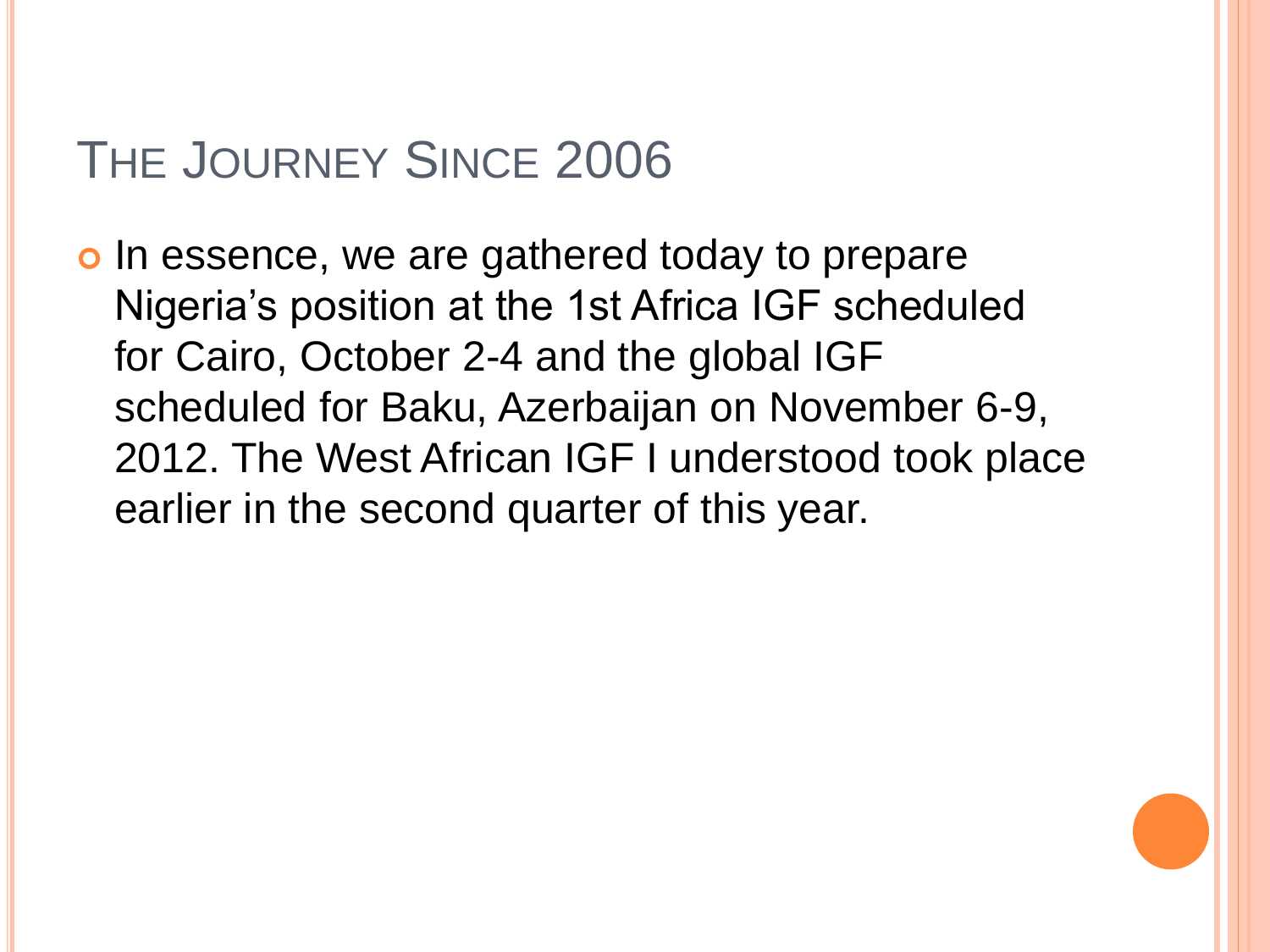# THE JOURNEY SINCE 2006

- In essence, we are gathered today to prepare Nigeria's position at the 1st Africa IGF scheduled for Cairo, October 2-4 and the global IGF scheduled for Baku, Azerbaijan on November 6-9, 2012. The West African IGF I understood took place earlier in the second quarter of this year.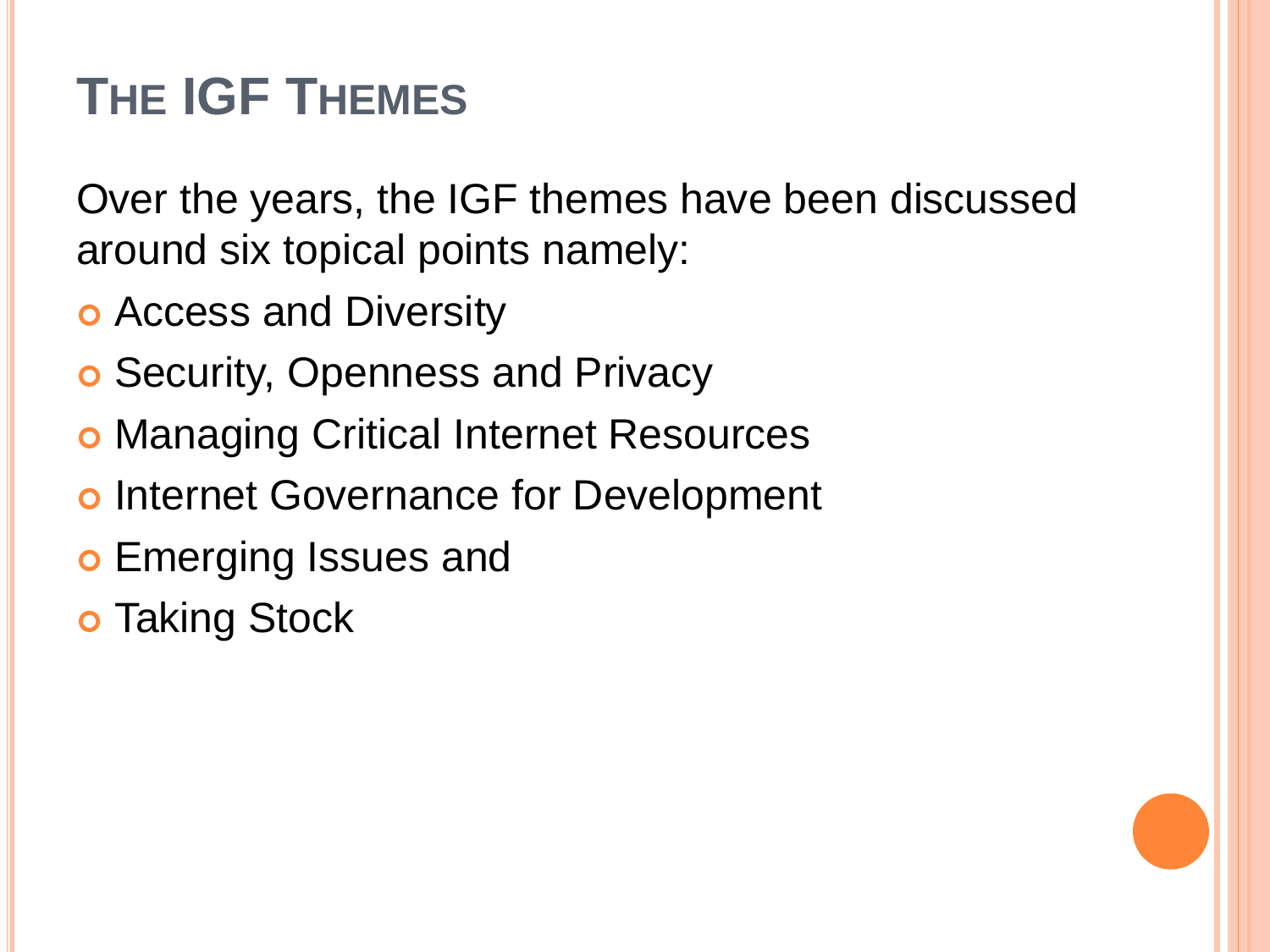# The IGF Themes

Over the years, the IGF themes have been discussed around six topical points namely:

- Access and Diversity
- Security, Openness and Privacy
- Managing Critical Internet Resources
- Internet Governance for Development
- Emerging Issues and
- Taking Stock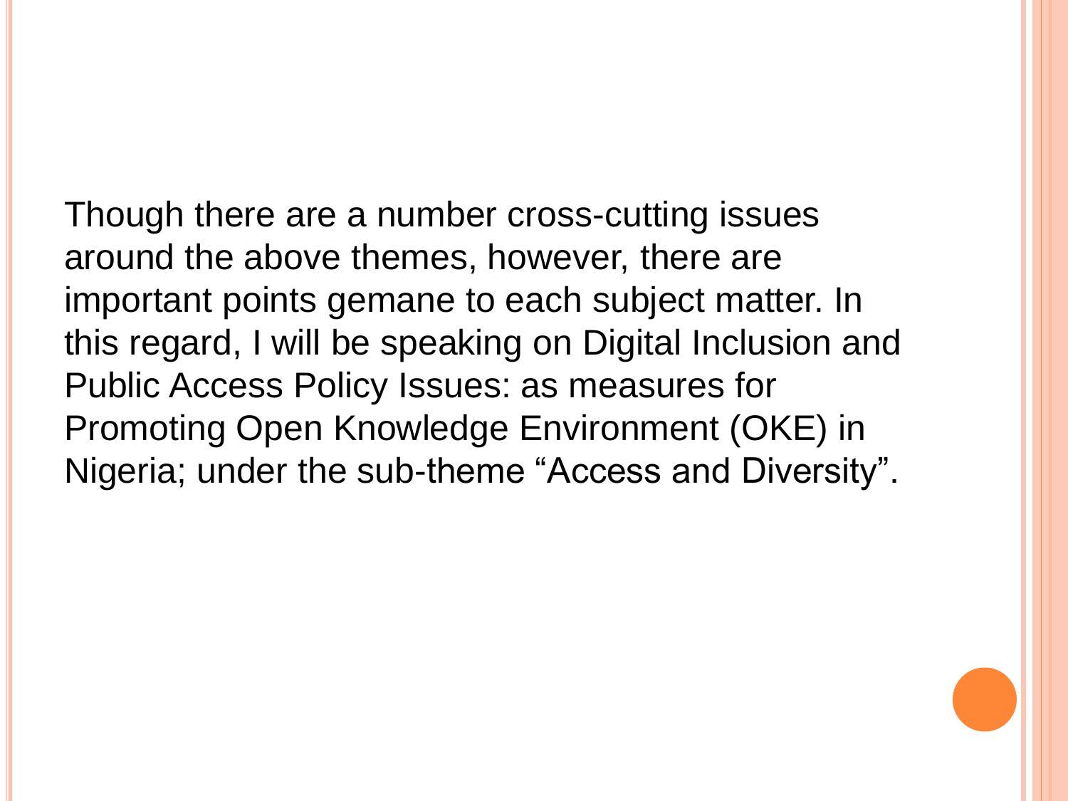Though there are a number cross-cutting issues around the above themes, however, there are important points gemane to each subject matter. In this regard, I will be speaking on Digital Inclusion and Public Access Policy Issues: as measures for Promoting Open Knowledge Environment (OKE) in Nigeria; under the sub-theme “Access and Diversity”.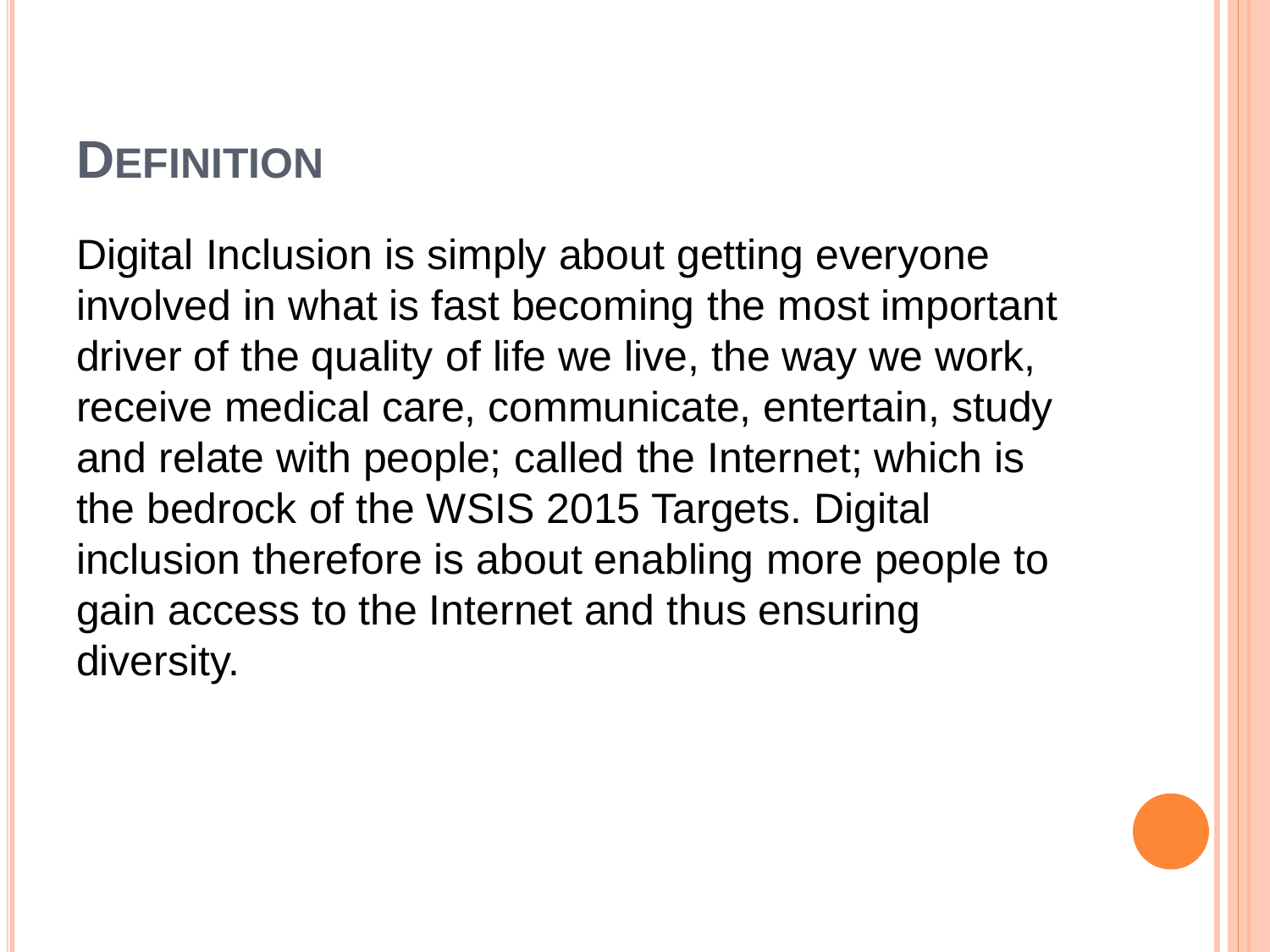## Definition

Digital Inclusion is simply about getting everyone involved in what is fast becoming the most important driver of the quality of life we live, the way we work, receive medical care, communicate, entertain, study and relate with people; called the Internet; which is the bedrock of the WSIS 2015 Targets. Digital inclusion therefore is about enabling more people to gain access to the Internet and thus ensuring diversity.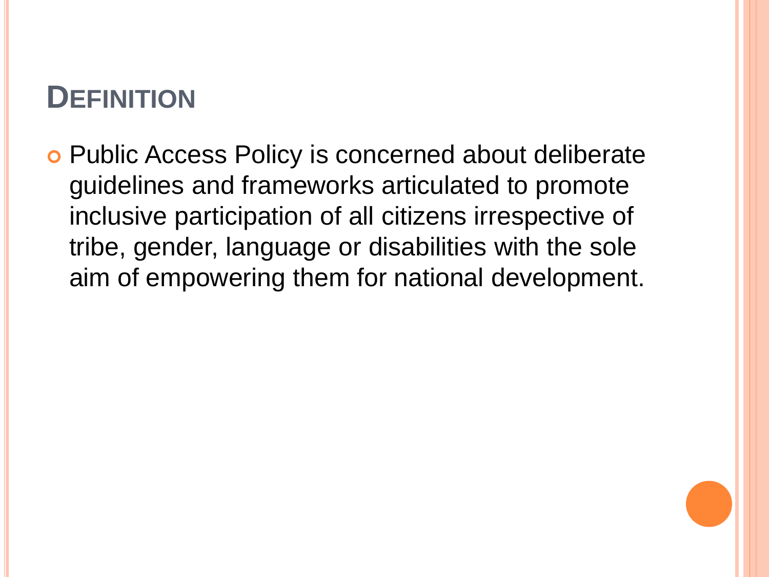## DEFINITION

- Public Access Policy is concerned about deliberate guidelines and frameworks articulated to promote inclusive participation of all citizens irrespective of tribe, gender, language or disabilities with the sole aim of empowering them for national development.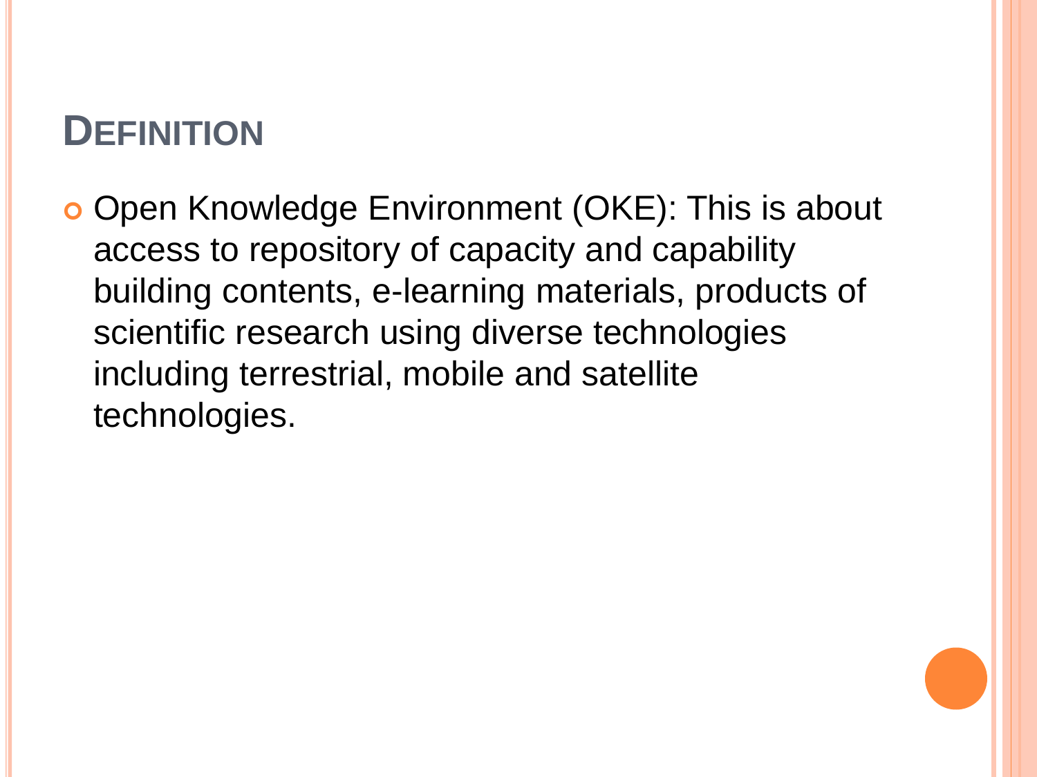# DEFINITION

- Open Knowledge Environment (OKE): This is about access to repository of capacity and capability building contents, e-learning materials, products of scientific research using diverse technologies including terrestrial, mobile and satellite technologies.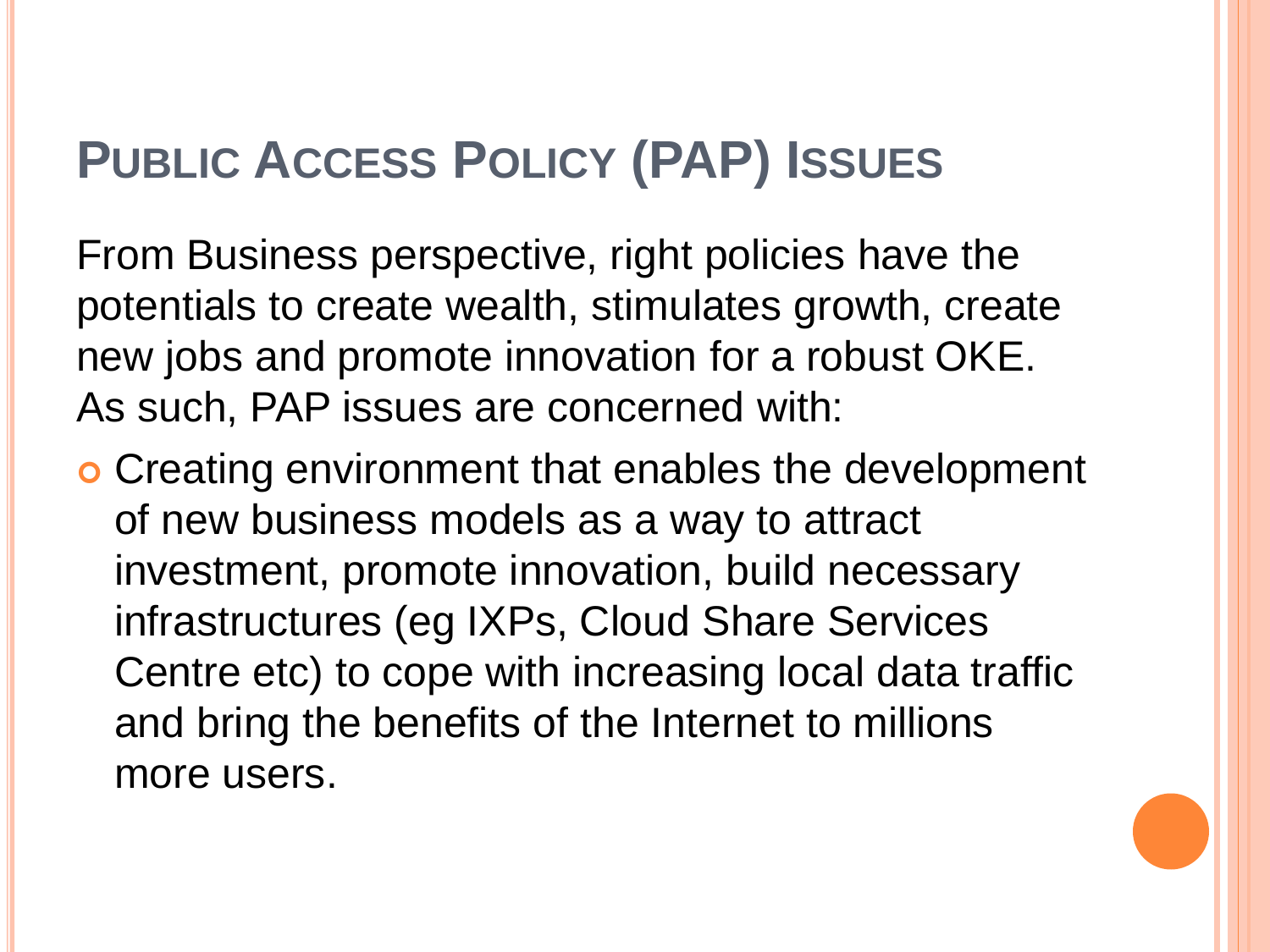# PUBLIC ACCESS POLICY (PAP) ISSUES

From Business perspective, right policies have the potentials to create wealth, stimulates growth, create new jobs and promote innovation for a robust OKE. As such, PAP issues are concerned with:

- Creating environment that enables the development of new business models as a way to attract investment, promote innovation, build necessary infrastructures (eg IXPs, Cloud Share Services Centre etc) to cope with increasing local data traffic and bring the benefits of the Internet to millions more users.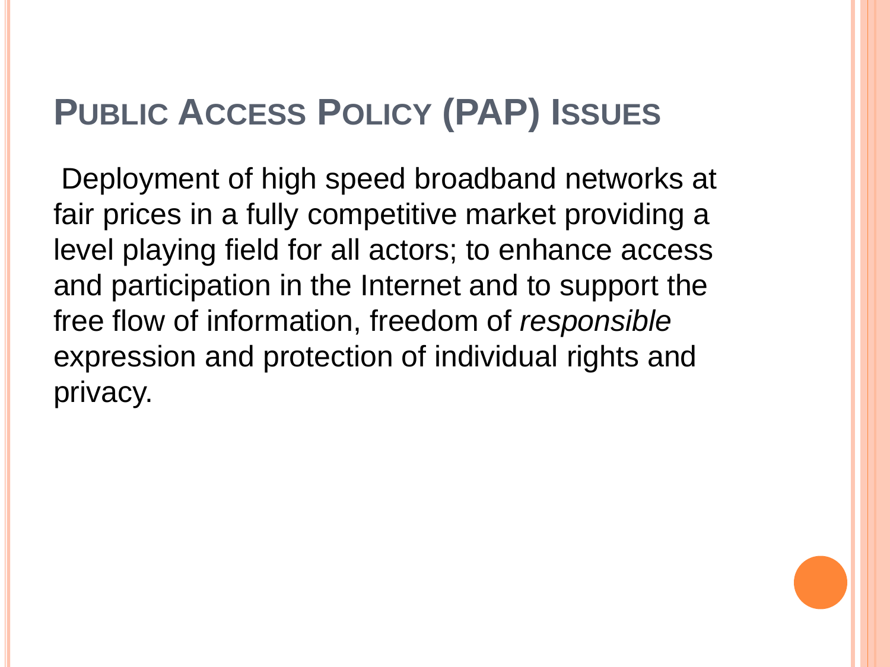# Public Access Policy (PAP) Issues

Deployment of high speed broadband networks at fair prices in a fully competitive market providing a level playing field for all actors; to enhance access and participation in the Internet and to support the free flow of information, freedom of *responsible* expression and protection of individual rights and privacy.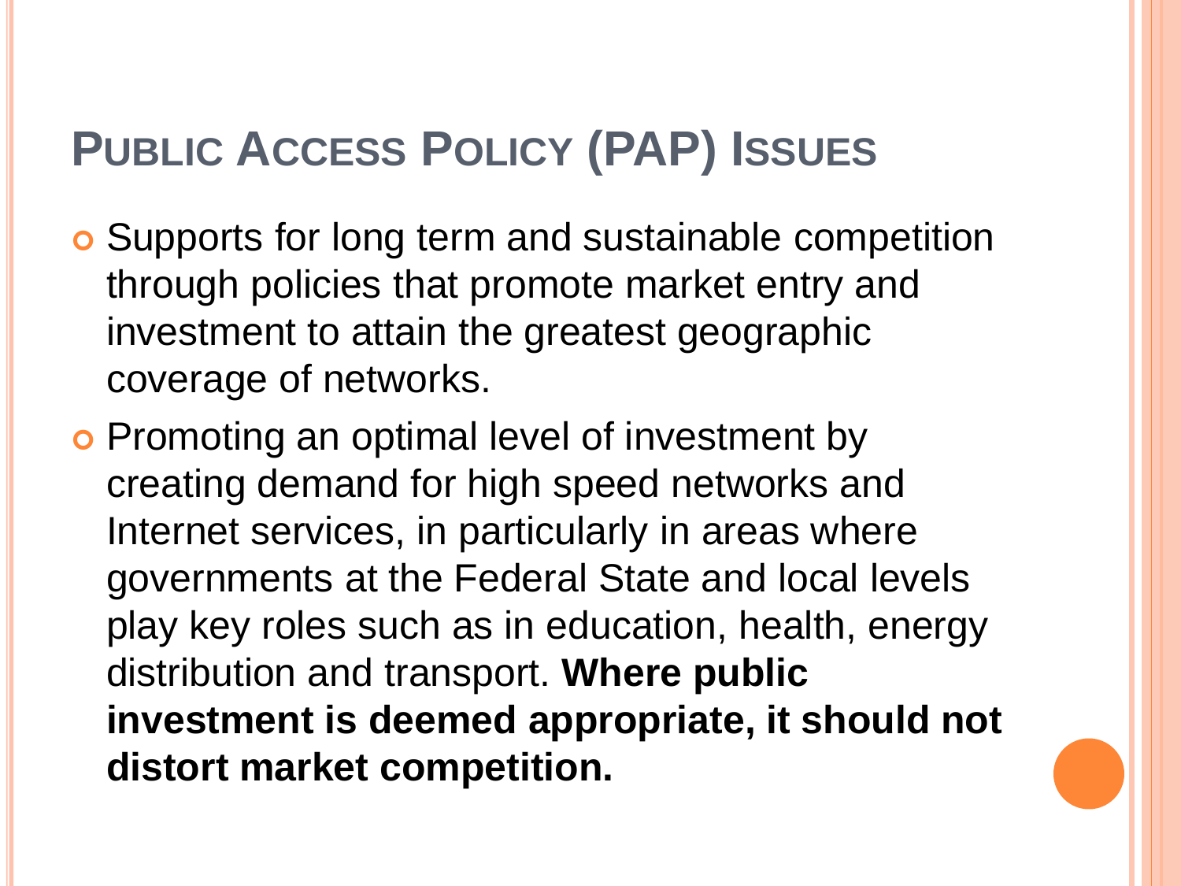# Public Access Policy (PAP) Issues

- Supports for long term and sustainable competition through policies that promote market entry and investment to attain the greatest geographic coverage of networks.
- Promoting an optimal level of investment by creating demand for high speed networks and Internet services, in particularly in areas where governments at the Federal State and local levels play key roles such as in education, health, energy distribution and transport. **Where public investment is deemed appropriate, it should not distort market competition.**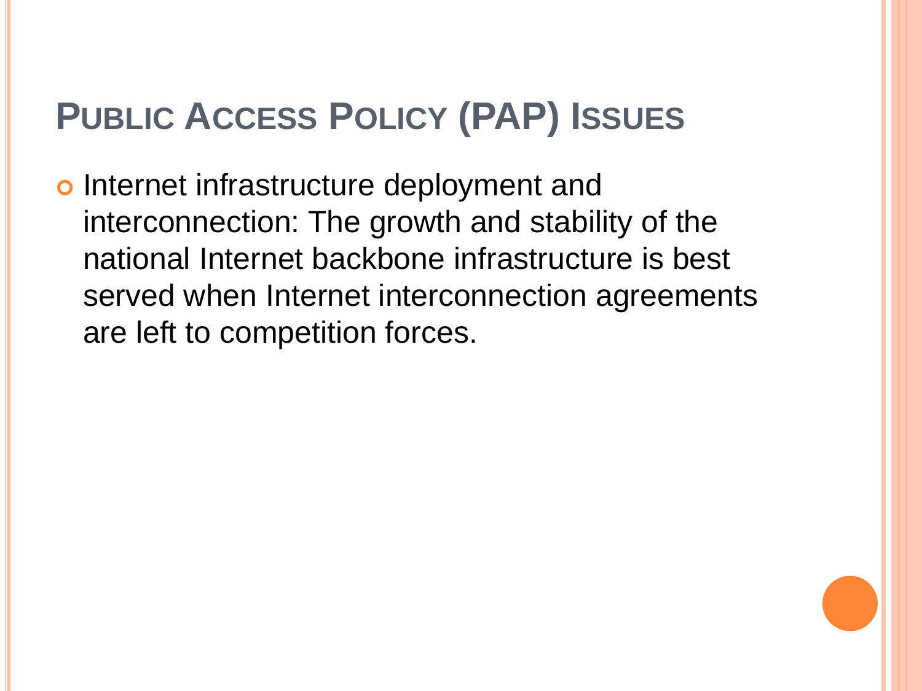# Public Access Policy (PAP) Issues

- Internet infrastructure deployment and interconnection: The growth and stability of the national Internet backbone infrastructure is best served when Internet interconnection agreements are left to competition forces.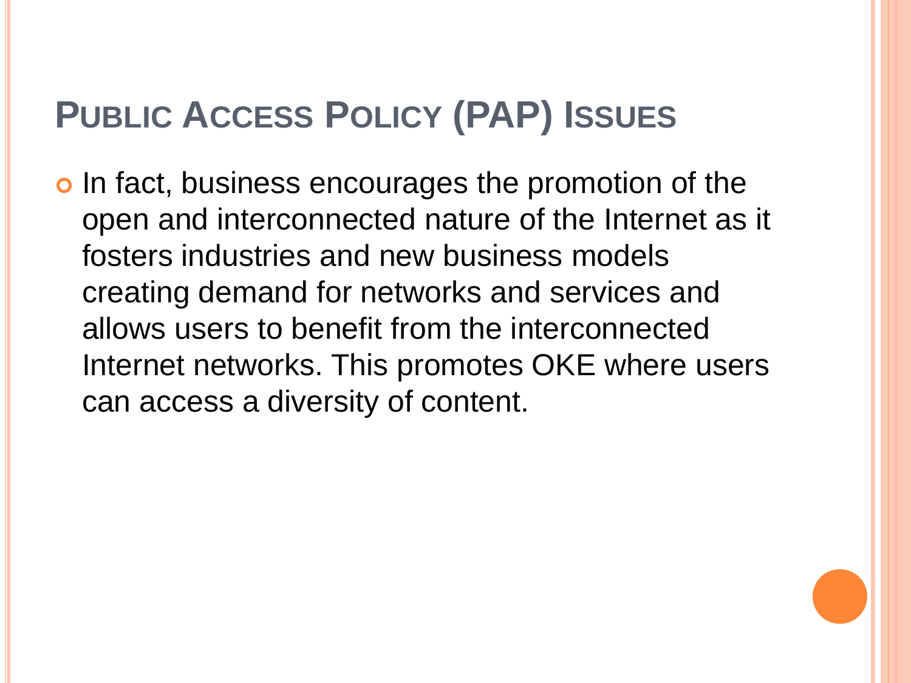# Public Access Policy (PAP) Issues

- In fact, business encourages the promotion of the open and interconnected nature of the Internet as it fosters industries and new business models creating demand for networks and services and allows users to benefit from the interconnected Internet networks. This promotes OKE where users can access a diversity of content.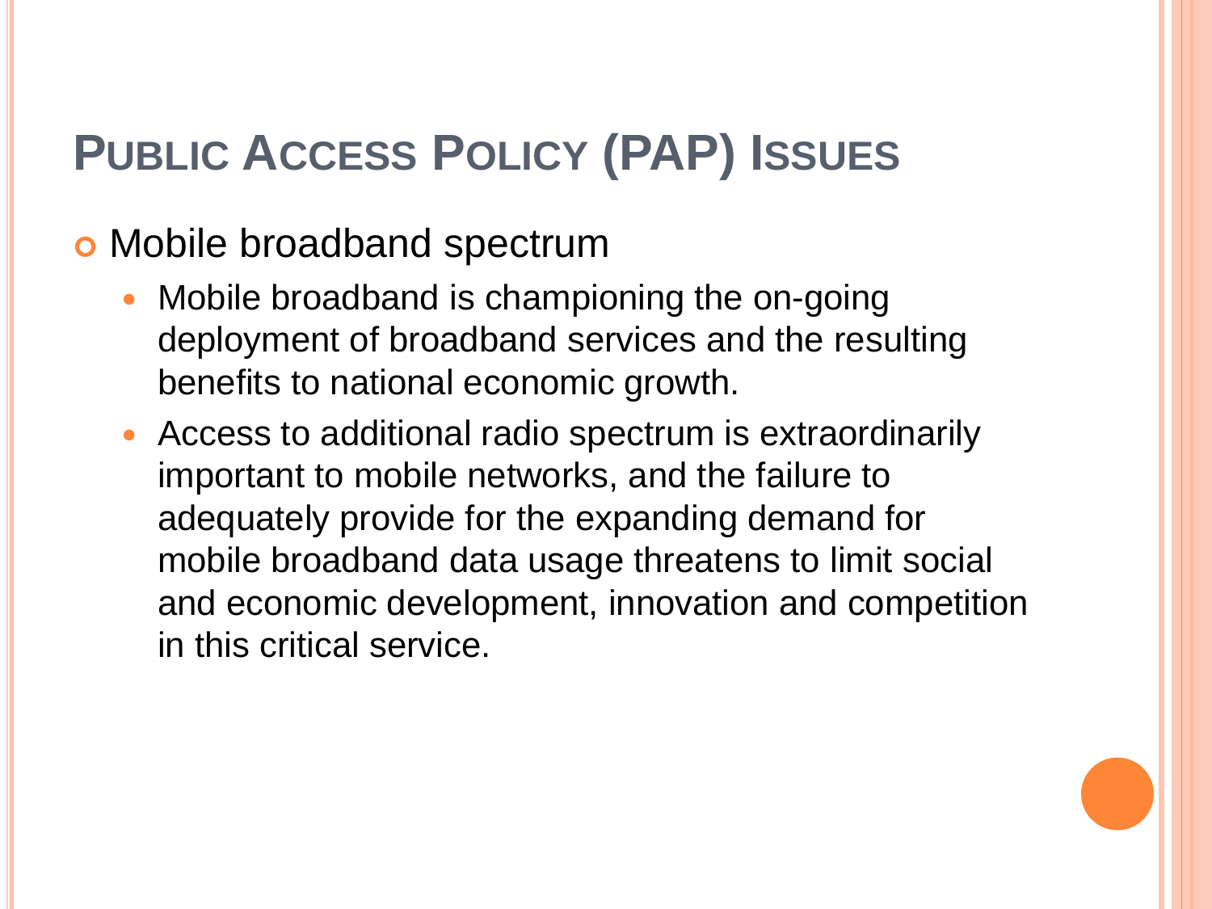# Public Access Policy (PAP) Issues

- Mobile broadband spectrum
  - Mobile broadband is championing the on-going deployment of broadband services and the resulting benefits to national economic growth.
  - Access to additional radio spectrum is extraordinarily important to mobile networks, and the failure to adequately provide for the expanding demand for mobile broadband data usage threatens to limit social and economic development, innovation and competition in this critical service.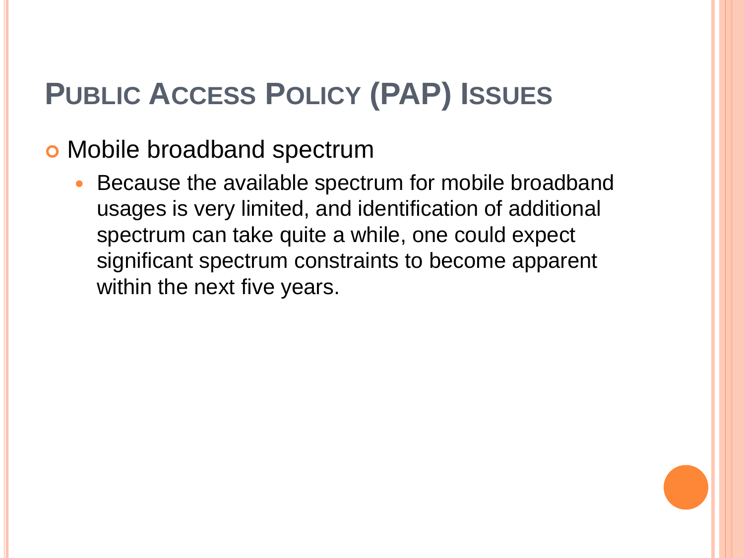# Public Access Policy (PAP) Issues

- Mobile broadband spectrum
  - Because the available spectrum for mobile broadband usages is very limited, and identification of additional spectrum can take quite a while, one could expect significant spectrum constraints to become apparent within the next five years.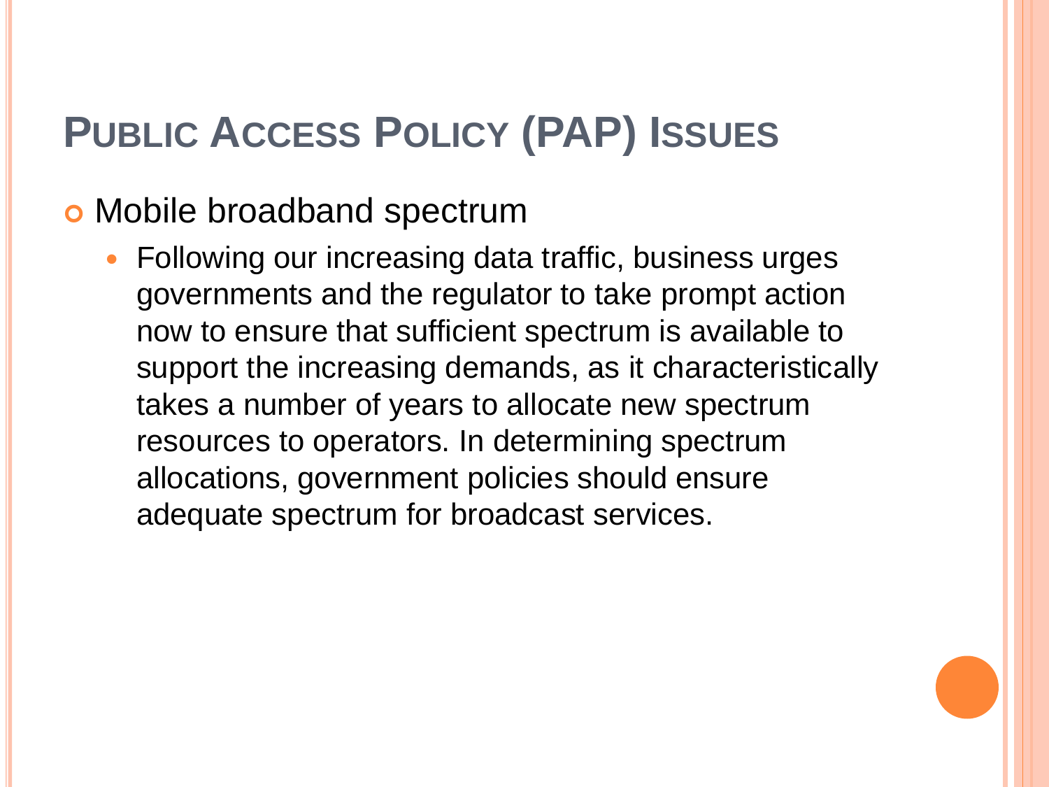# Public Access Policy (PAP) Issues

- Mobile broadband spectrum
  - Following our increasing data traffic, business urges governments and the regulator to take prompt action now to ensure that sufficient spectrum is available to support the increasing demands, as it characteristically takes a number of years to allocate new spectrum resources to operators. In determining spectrum allocations, government policies should ensure adequate spectrum for broadcast services.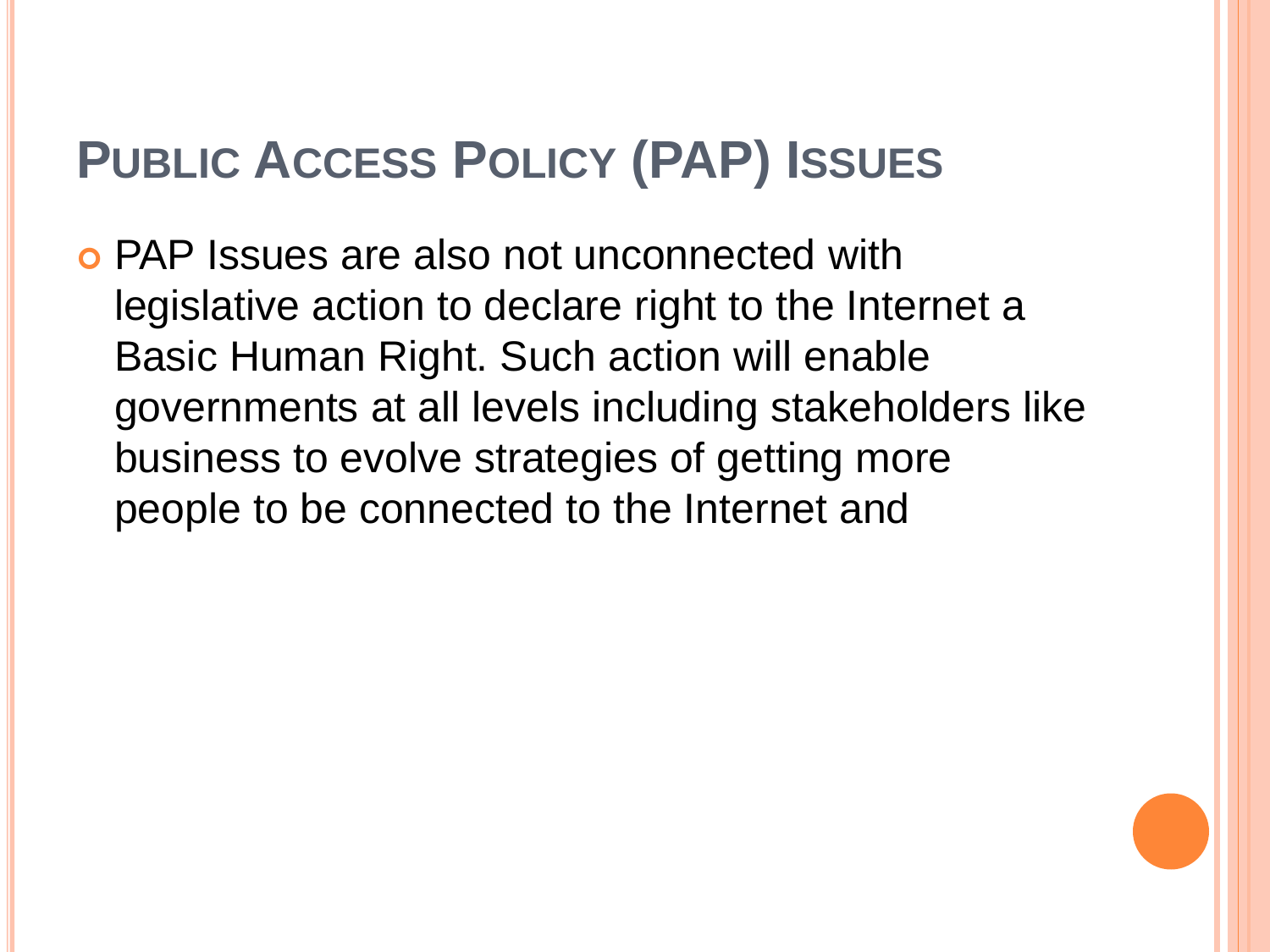# Public Access Policy (PAP) Issues

- PAP Issues are also not unconnected with legislative action to declare right to the Internet a Basic Human Right. Such action will enable governments at all levels including stakeholders like business to evolve strategies of getting more people to be connected to the Internet and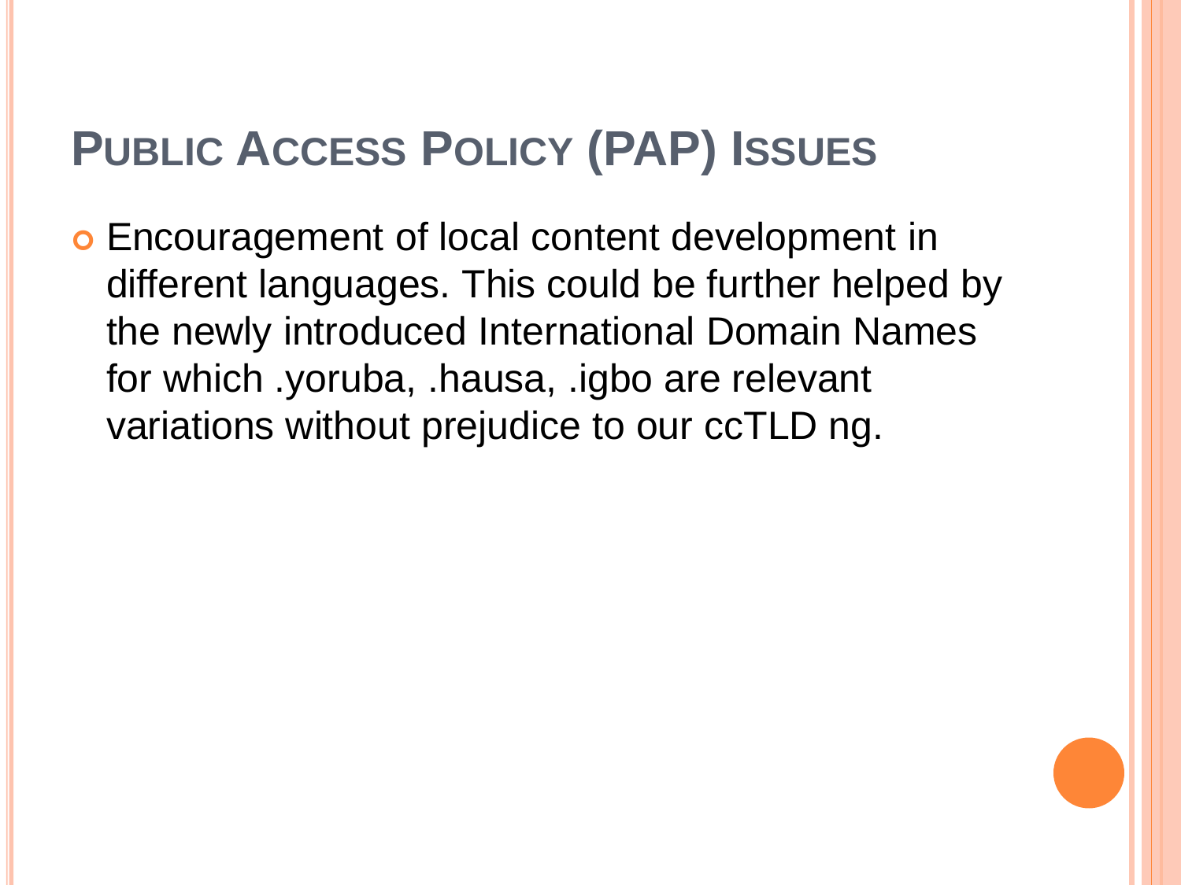# Public Access Policy (PAP) Issues

- Encouragement of local content development in different languages. This could be further helped by the newly introduced International Domain Names for which .yoruba, .hausa, .igbo are relevant variations without prejudice to our ccTLD ng.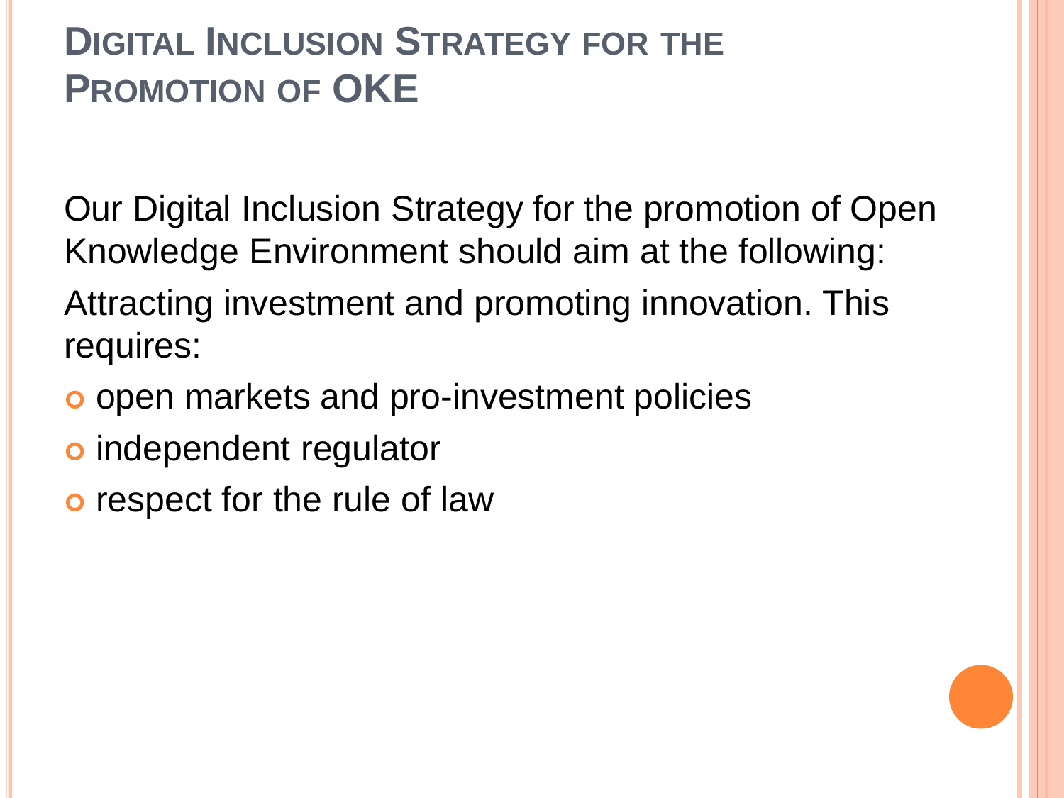# Digital Inclusion Strategy for the Promotion of OKE

Our Digital Inclusion Strategy for the promotion of Open Knowledge Environment should aim at the following:

Attracting investment and promoting innovation. This requires:

- open markets and pro-investment policies
- independent regulator
- respect for the rule of law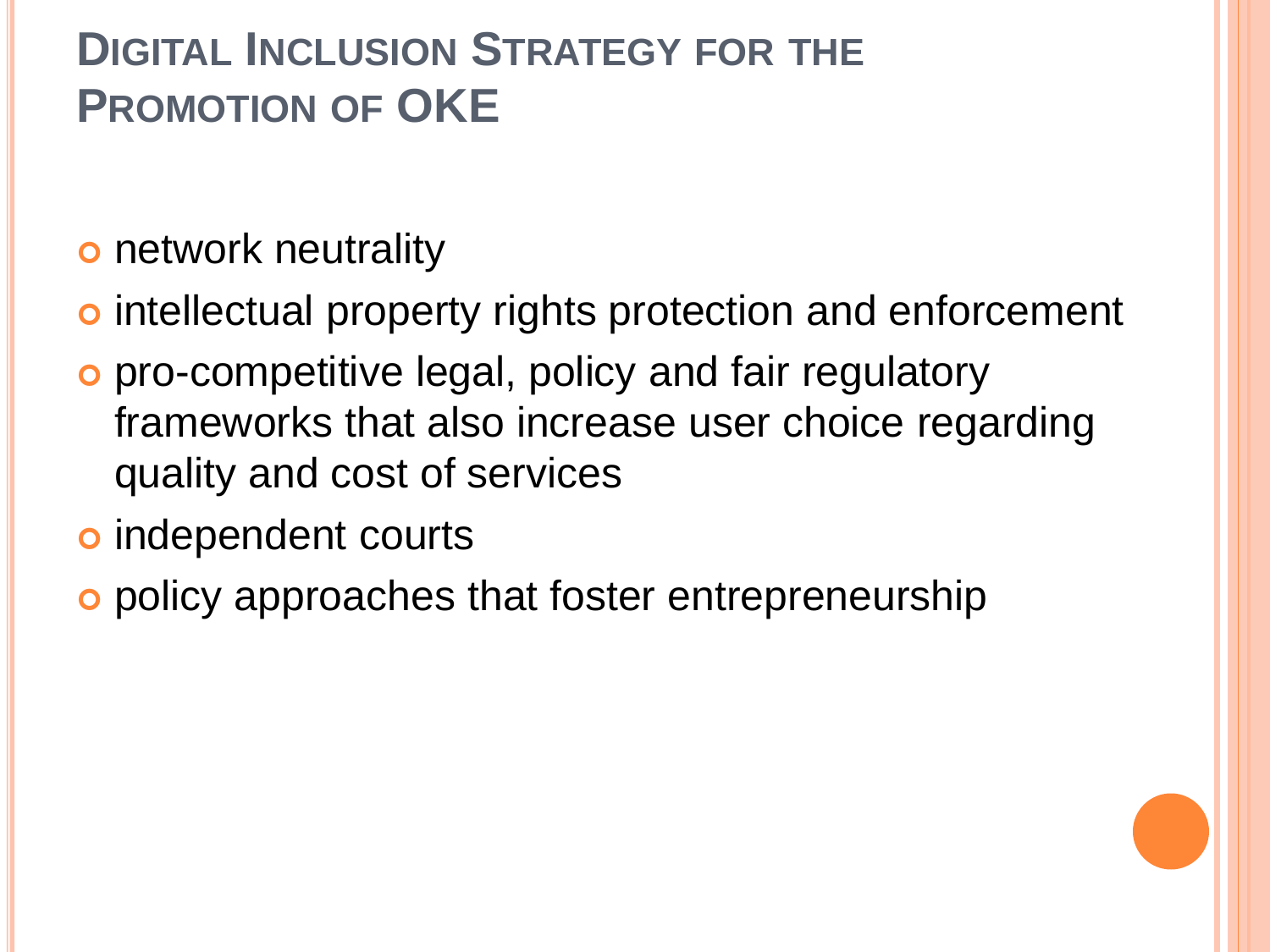## Digital Inclusion Strategy for the Promotion of OKE

- network neutrality
- intellectual property rights protection and enforcement
- pro-competitive legal, policy and fair regulatory frameworks that also increase user choice regarding quality and cost of services
- independent courts
- policy approaches that foster entrepreneurship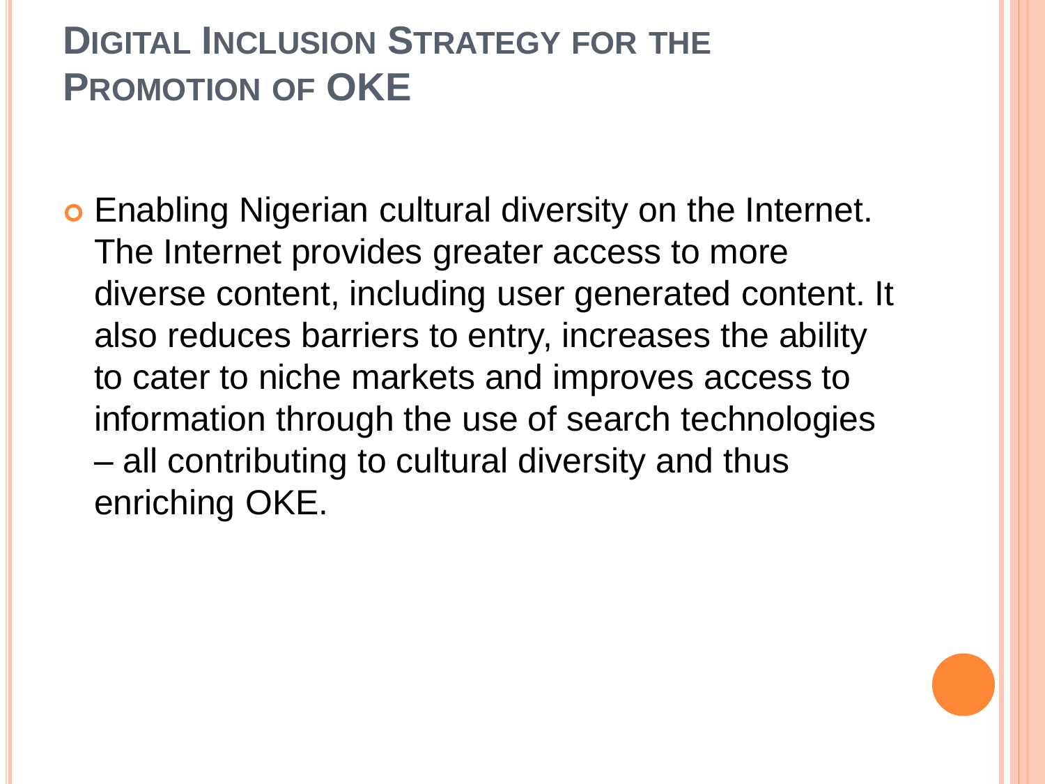# Digital Inclusion Strategy for the Promotion of OKE

- Enabling Nigerian cultural diversity on the Internet. The Internet provides greater access to more diverse content, including user generated content. It also reduces barriers to entry, increases the ability to cater to niche markets and improves access to information through the use of search technologies – all contributing to cultural diversity and thus enriching OKE.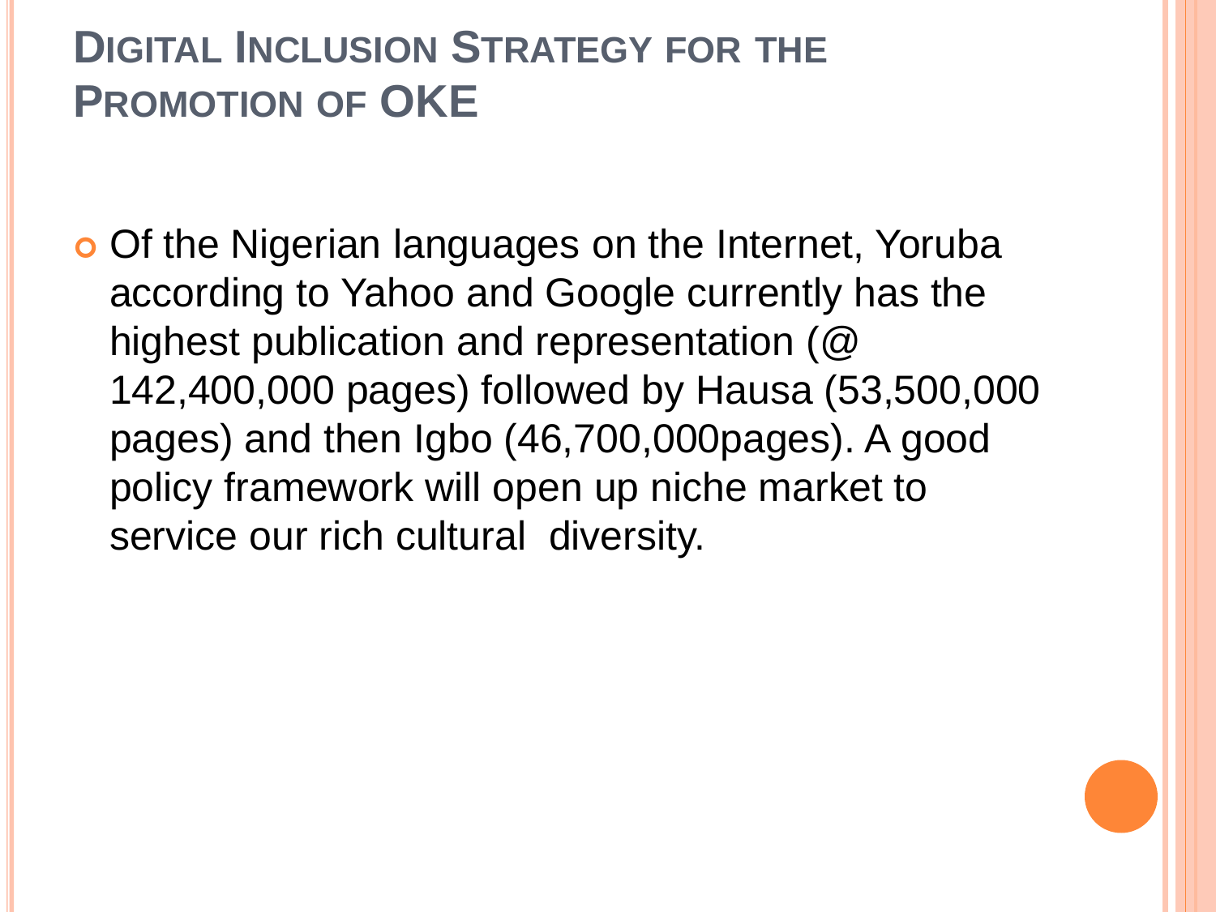# Digital Inclusion Strategy for the Promotion of OKE

- Of the Nigerian languages on the Internet, Yoruba according to Yahoo and Google currently has the highest publication and representation (@ 142,400,000 pages) followed by Hausa (53,500,000 pages) and then Igbo (46,700,000pages). A good policy framework will open up niche market to service our rich cultural diversity.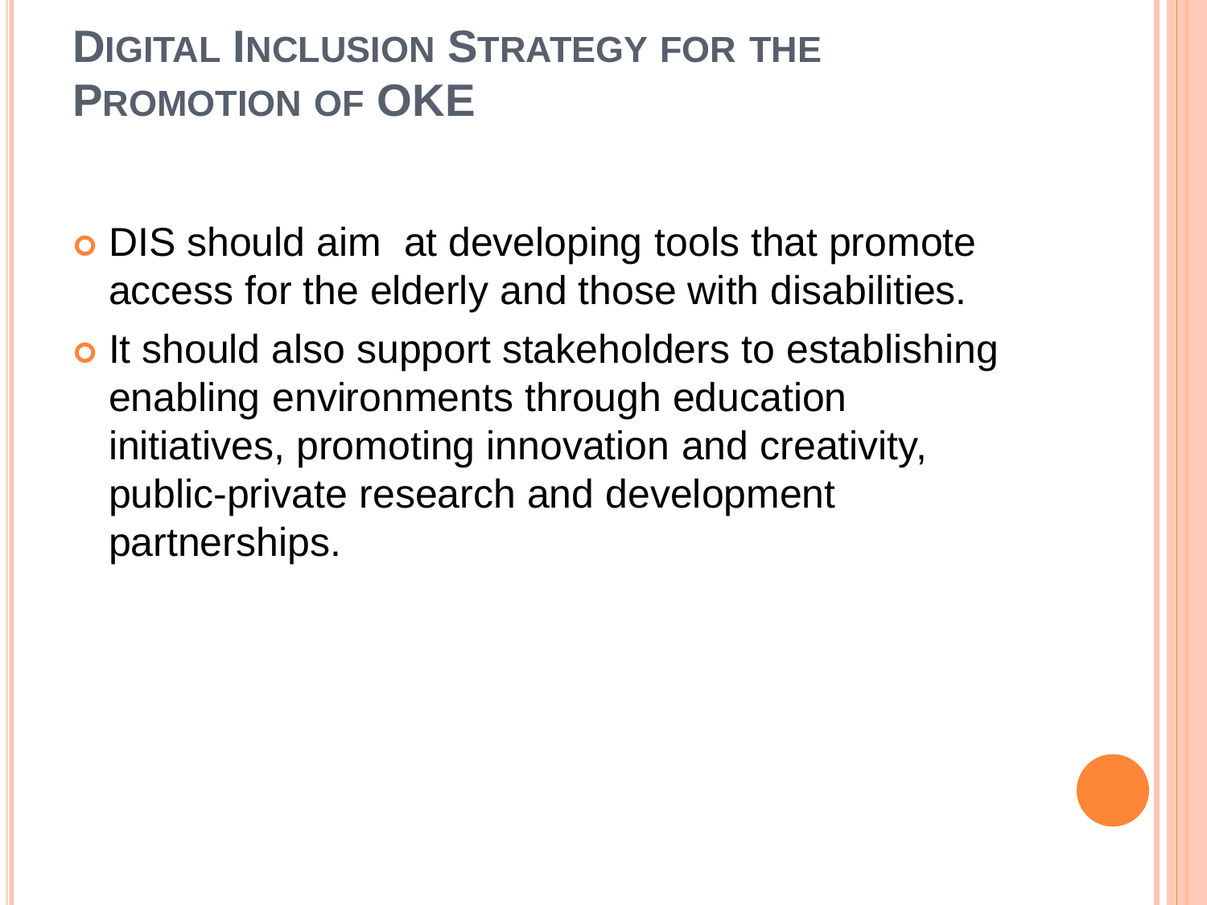# Digital Inclusion Strategy for the Promotion of OKE

- DIS should aim at developing tools that promote access for the elderly and those with disabilities.
- It should also support stakeholders to establishing enabling environments through education initiatives, promoting innovation and creativity, public-private research and development partnerships.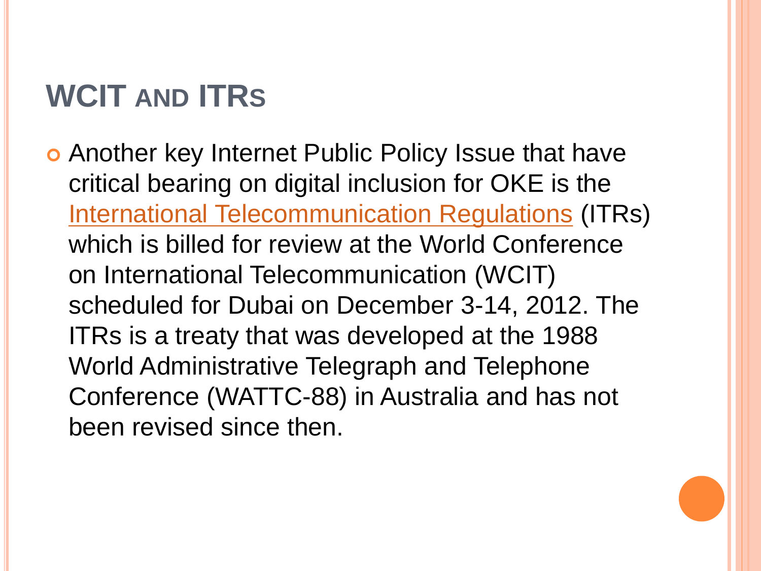# WCIT and ITRs

- Another key Internet Public Policy Issue that have critical bearing on digital inclusion for OKE is the International Telecommunication Regulations (ITRs) which is billed for review at the World Conference on International Telecommunication (WCIT) scheduled for Dubai on December 3-14, 2012. The ITRs is a treaty that was developed at the 1988 World Administrative Telegraph and Telephone Conference (WATTC-88) in Australia and has not been revised since then.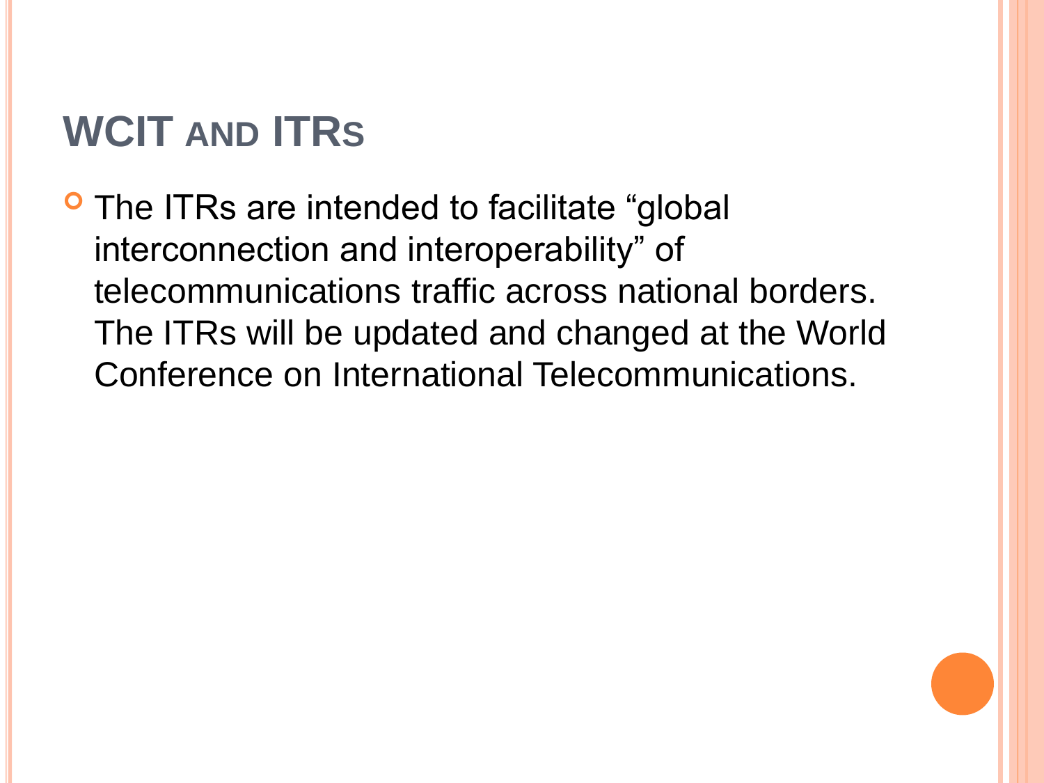# WCIT and ITRs

- The ITRs are intended to facilitate "global interconnection and interoperability" of telecommunications traffic across national borders. The ITRs will be updated and changed at the World Conference on International Telecommunications.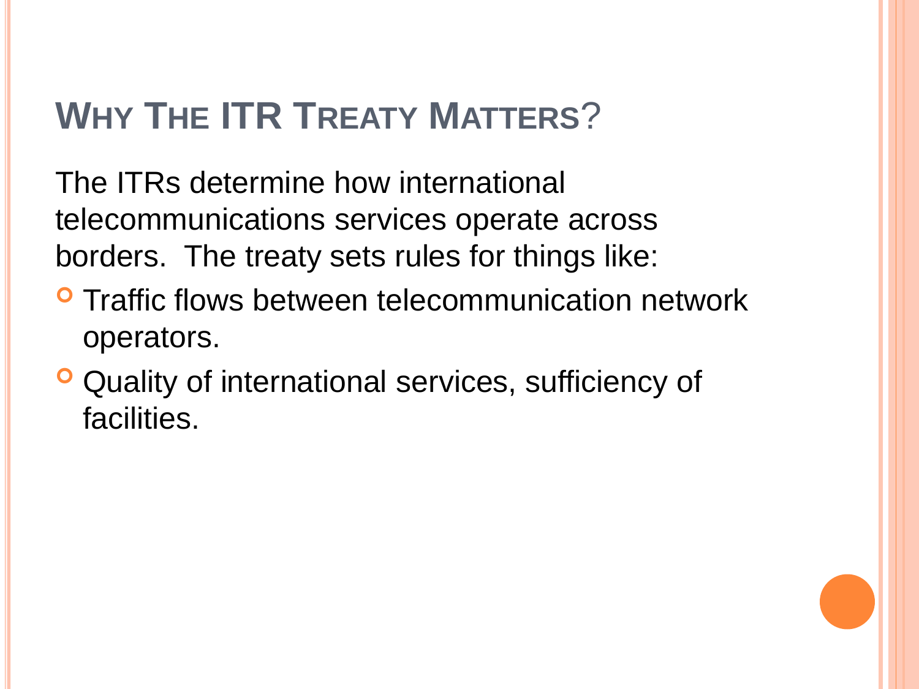# Why The ITR Treaty Matters?

The ITRs determine how international telecommunications services operate across borders. The treaty sets rules for things like:

- Traffic flows between telecommunication network operators.
- Quality of international services, sufficiency of facilities.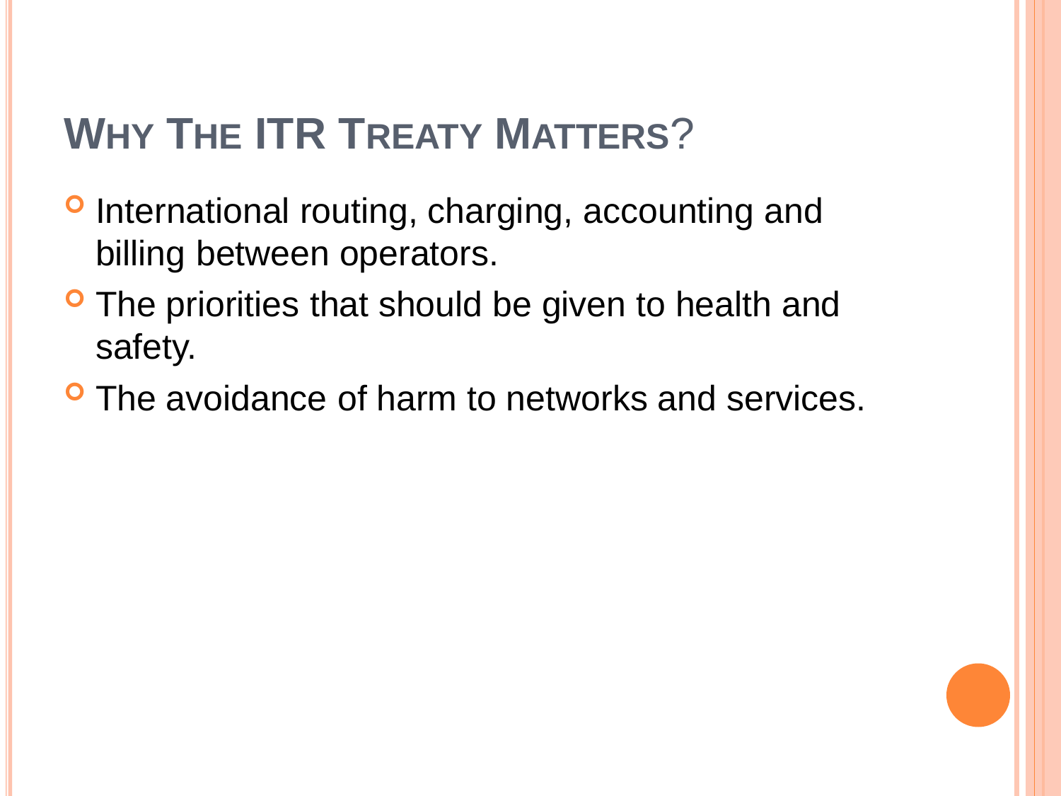## Why The ITR Treaty Matters?

- International routing, charging, accounting and billing between operators.
- The priorities that should be given to health and safety.
- The avoidance of harm to networks and services.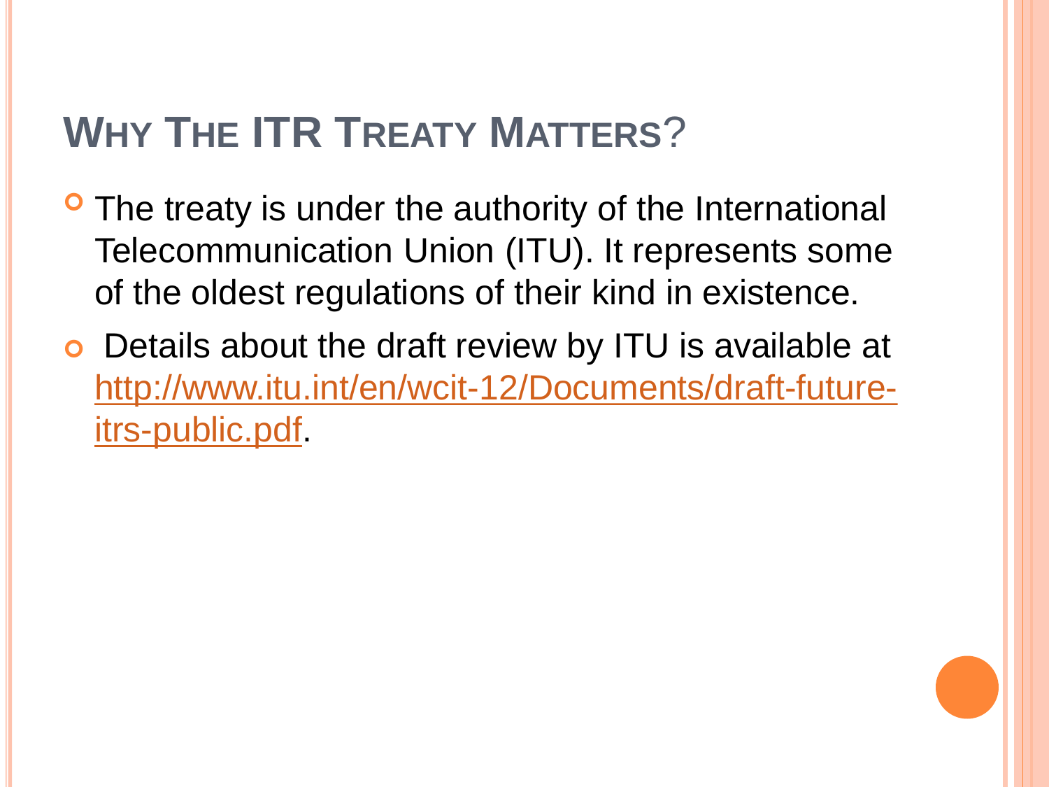# Why The ITR Treaty Matters?

- The treaty is under the authority of the International Telecommunication Union (ITU). It represents some of the oldest regulations of their kind in existence.
- Details about the draft review by ITU is available at http://www.itu.int/en/wcit-12/Documents/draft-future-itrs-public.pdf.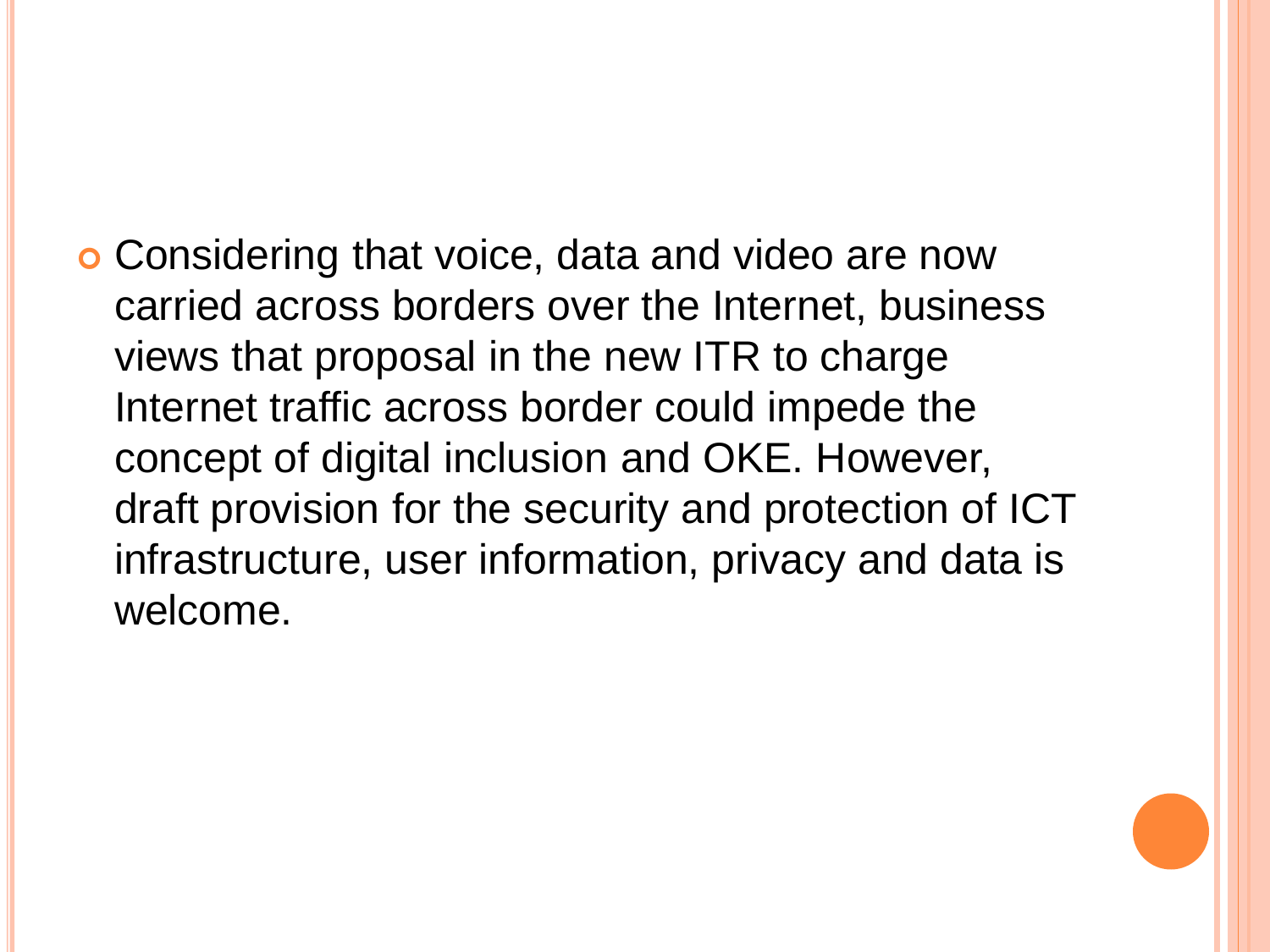- Considering that voice, data and video are now carried across borders over the Internet, business views that proposal in the new ITR to charge Internet traffic across border could impede the concept of digital inclusion and OKE. However, draft provision for the security and protection of ICT infrastructure, user information, privacy and data is welcome.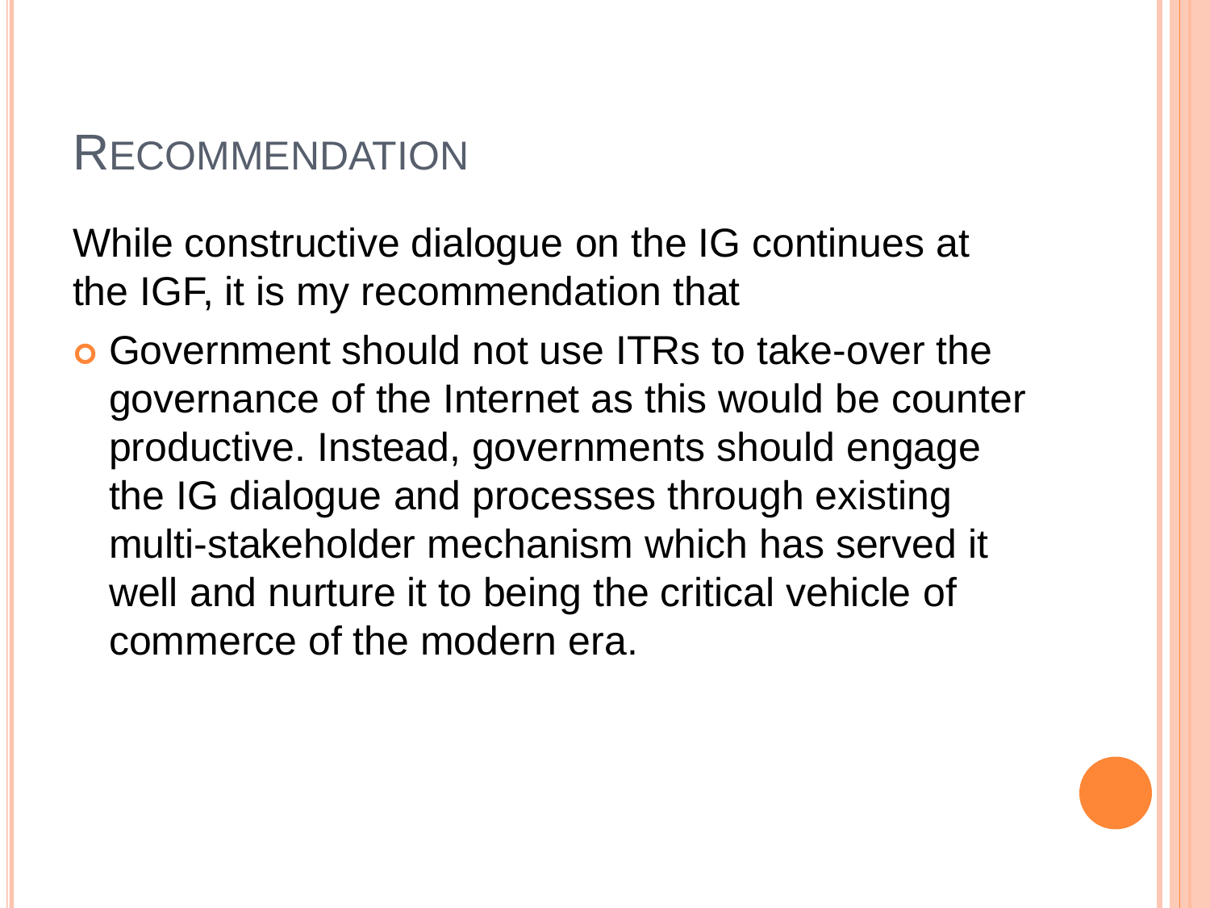# Recommendation

While constructive dialogue on the IG continues at the IGF, it is my recommendation that

- Government should not use ITRs to take-over the governance of the Internet as this would be counter productive. Instead, governments should engage the IG dialogue and processes through existing multi-stakeholder mechanism which has served it well and nurture it to being the critical vehicle of commerce of the modern era.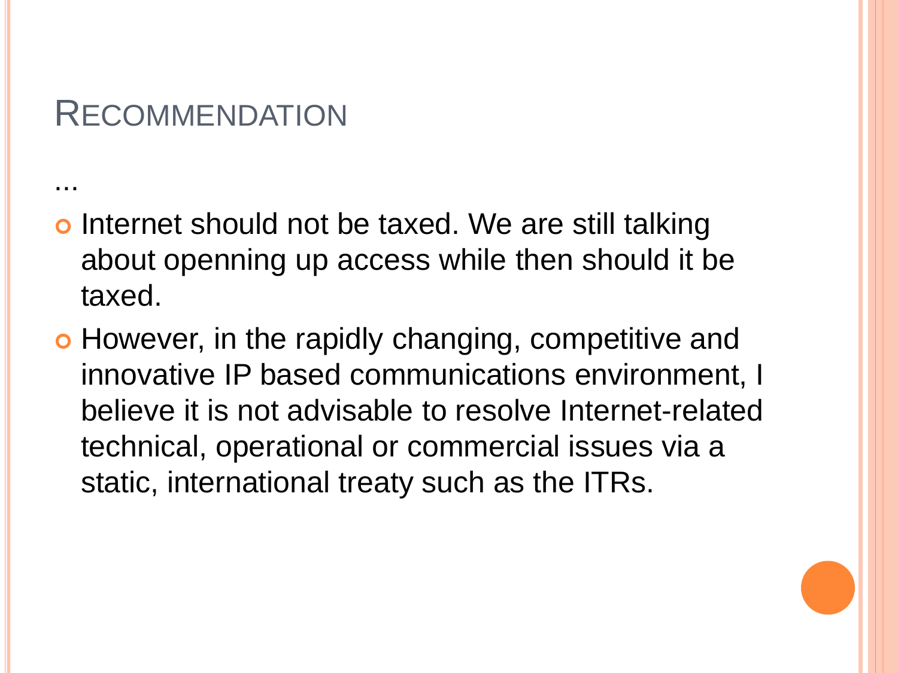# Recommendation

...

- Internet should not be taxed. We are still talking about openning up access while then should it be taxed.
- However, in the rapidly changing, competitive and innovative IP based communications environment, I believe it is not advisable to resolve Internet-related technical, operational or commercial issues via a static, international treaty such as the ITRs.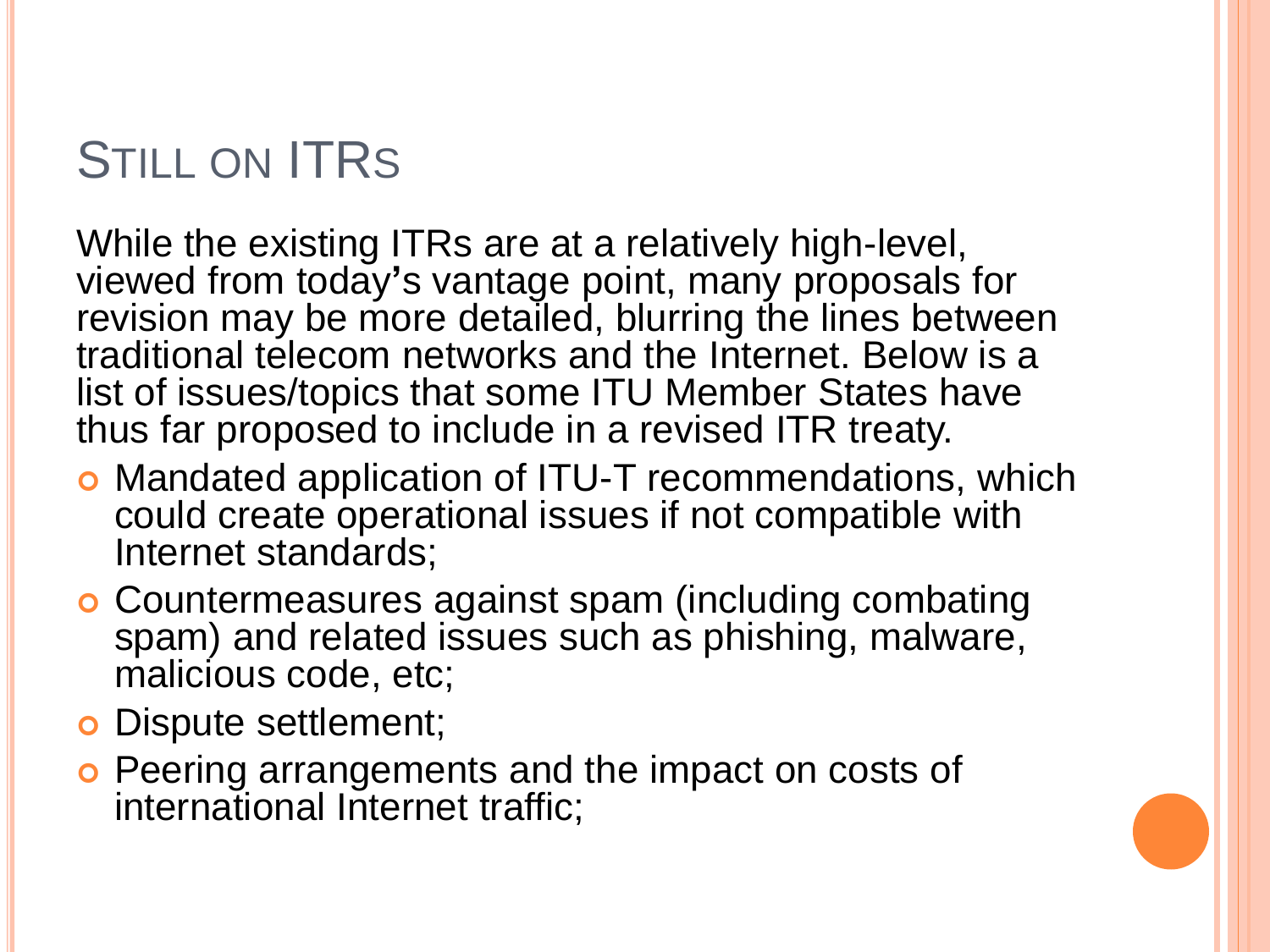# Still on ITRs

While the existing ITRs are at a relatively high-level, viewed from today's vantage point, many proposals for revision may be more detailed, blurring the lines between traditional telecom networks and the Internet. Below is a list of issues/topics that some ITU Member States have thus far proposed to include in a revised ITR treaty.

- Mandated application of ITU-T recommendations, which could create operational issues if not compatible with Internet standards;
- Countermeasures against spam (including combating spam) and related issues such as phishing, malware, malicious code, etc;
- Dispute settlement;
- Peering arrangements and the impact on costs of international Internet traffic;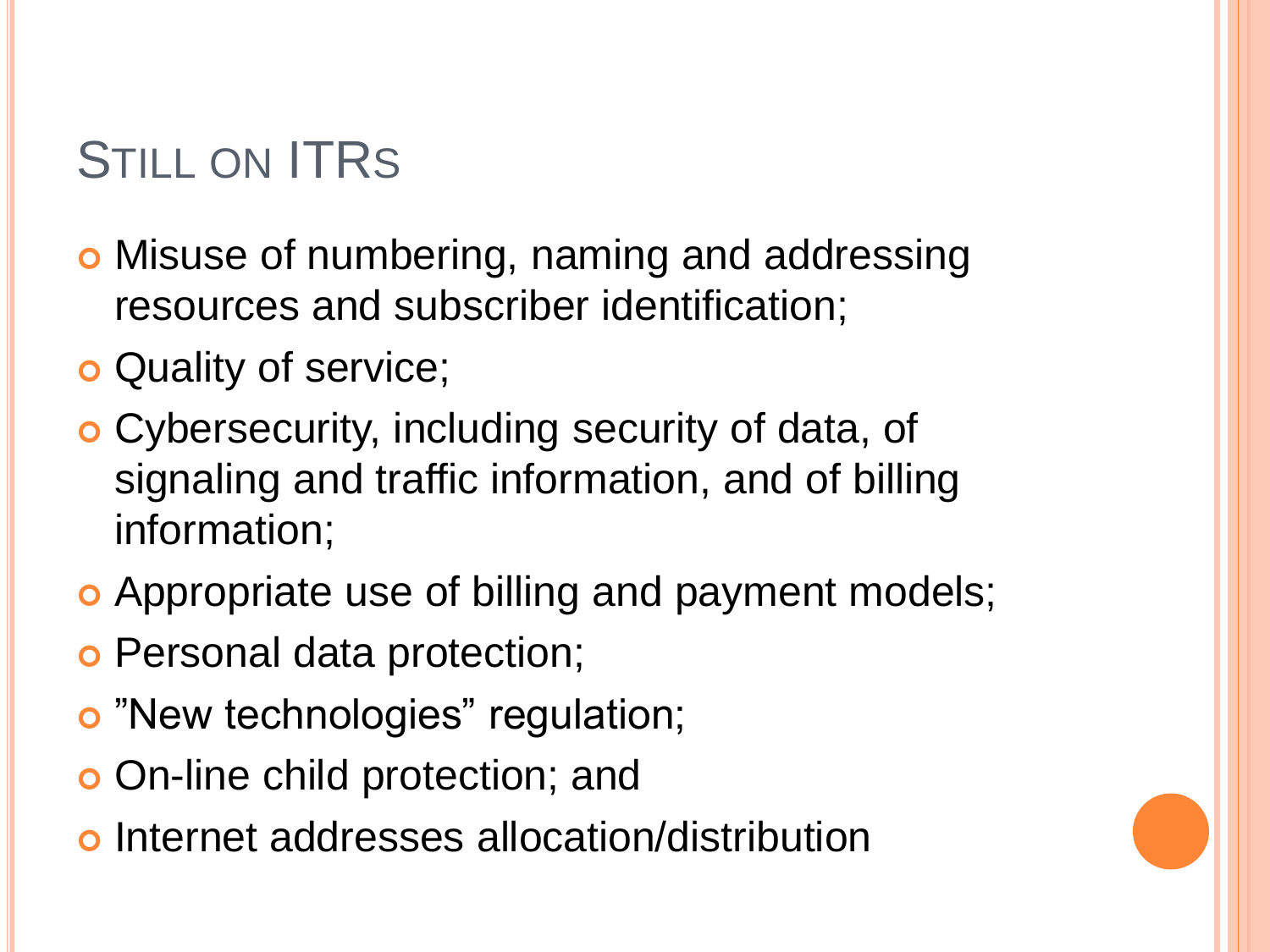# Still on ITRs

- Misuse of numbering, naming and addressing resources and subscriber identification;
- Quality of service;
- Cybersecurity, including security of data, of signaling and traffic information, and of billing information;
- Appropriate use of billing and payment models;
- Personal data protection;
- ”New technologies” regulation;
- On-line child protection; and
- Internet addresses allocation/distribution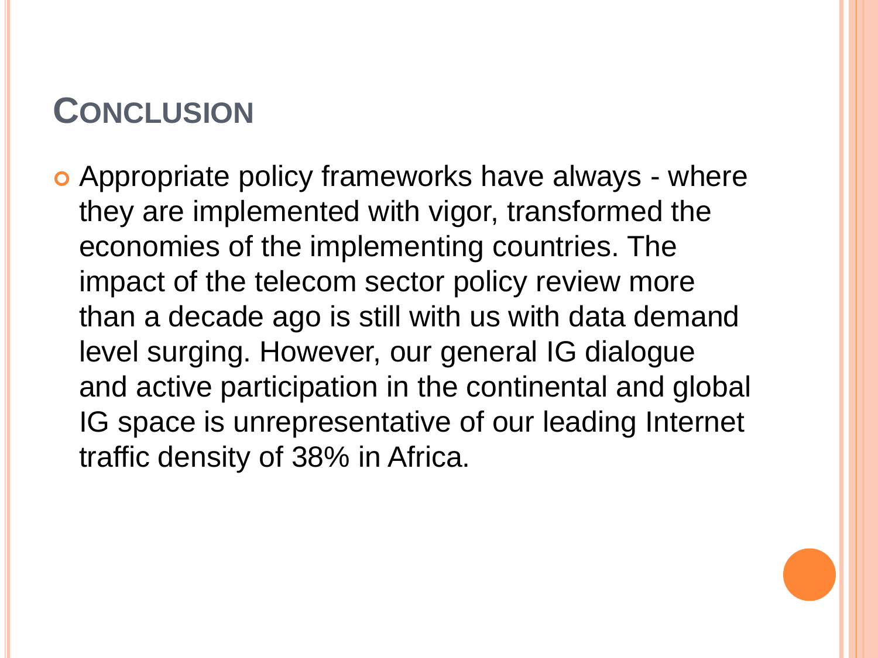## Conclusion

- Appropriate policy frameworks have always - where they are implemented with vigor, transformed the economies of the implementing countries. The impact of the telecom sector policy review more than a decade ago is still with us with data demand level surging. However, our general IG dialogue and active participation in the continental and global IG space is unrepresentative of our leading Internet traffic density of 38% in Africa.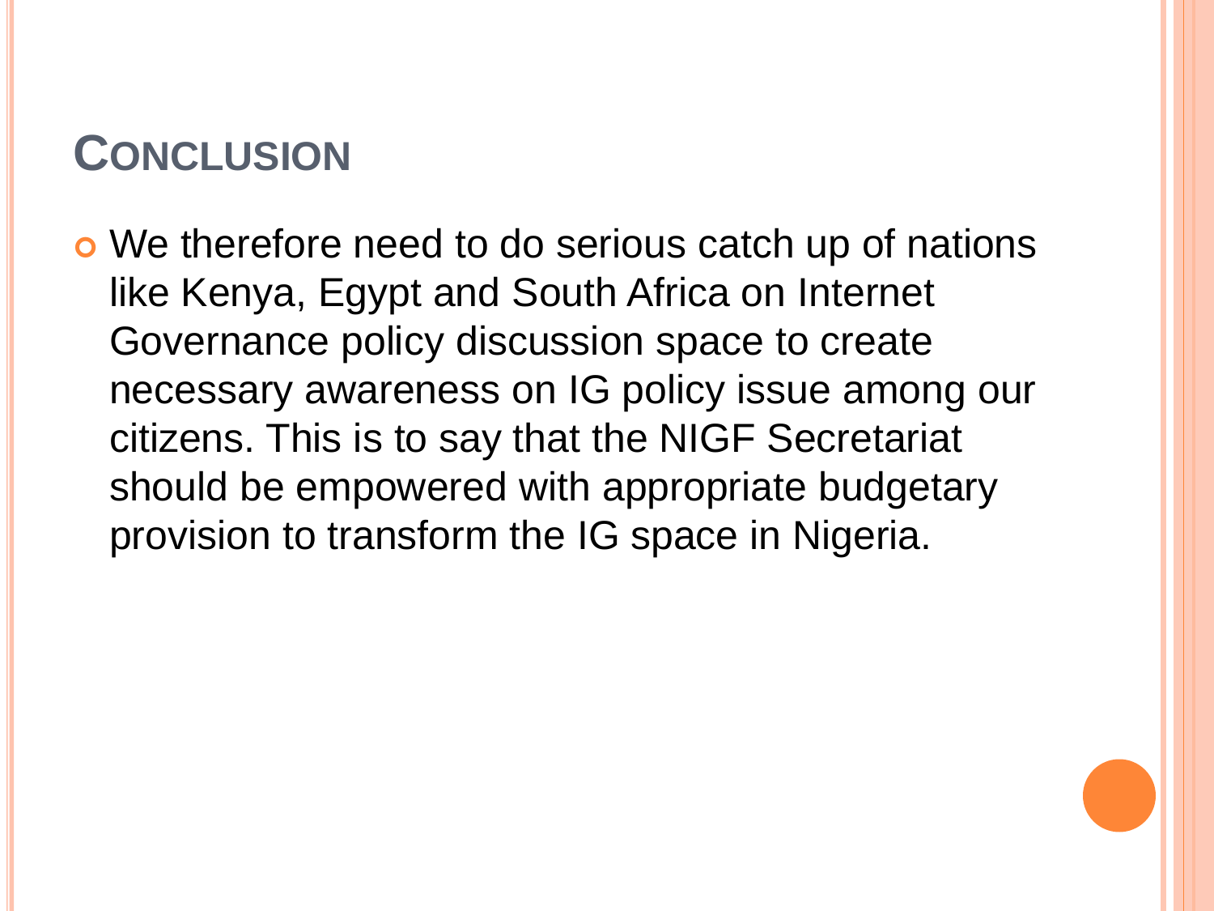## CONCLUSION

- We therefore need to do serious catch up of nations like Kenya, Egypt and South Africa on Internet Governance policy discussion space to create necessary awareness on IG policy issue among our citizens. This is to say that the NIGF Secretariat should be empowered with appropriate budgetary provision to transform the IG space in Nigeria.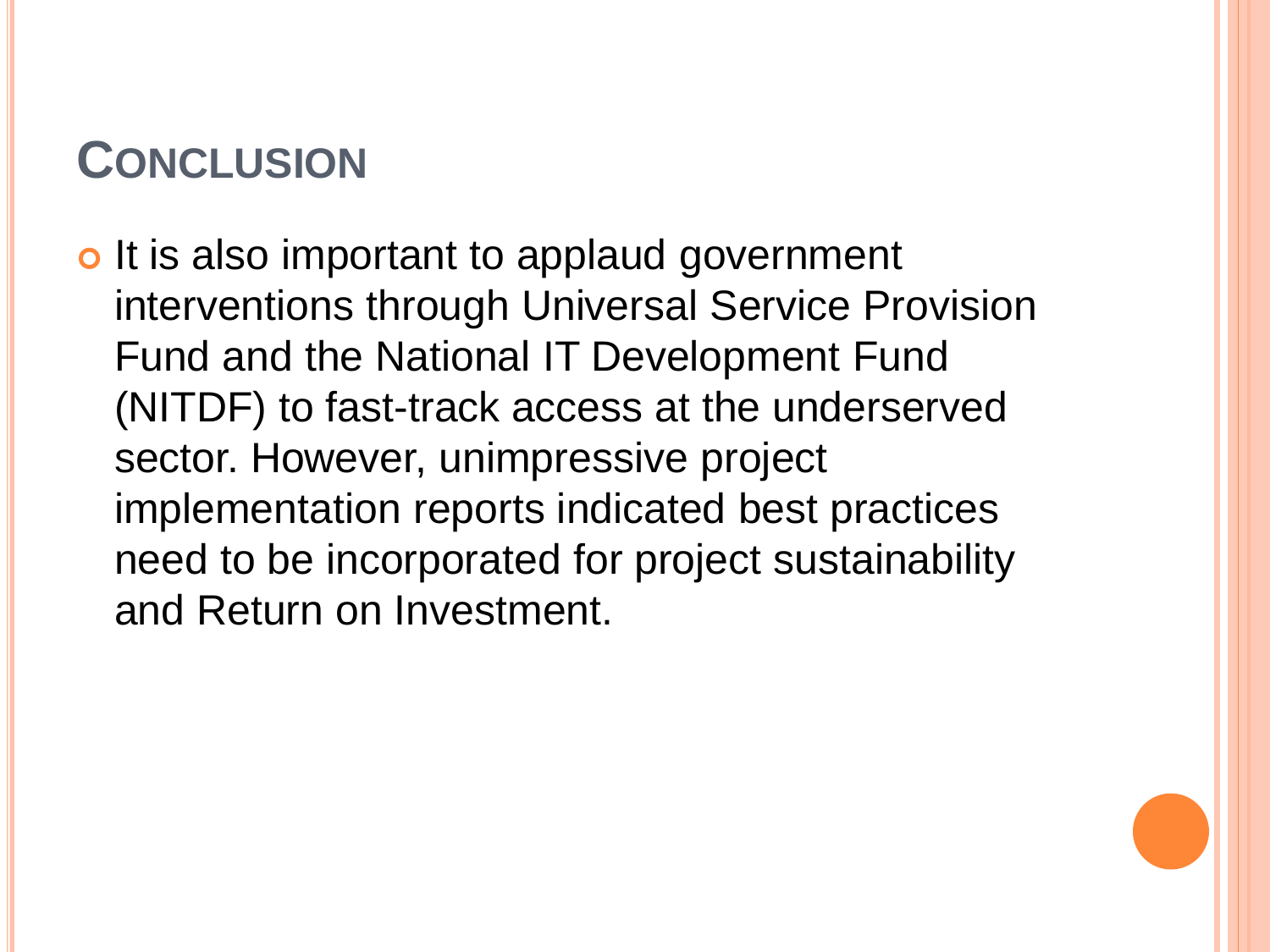## Conclusion

- It is also important to applaud government interventions through Universal Service Provision Fund and the National IT Development Fund (NITDF) to fast-track access at the underserved sector. However, unimpressive project implementation reports indicated best practices need to be incorporated for project sustainability and Return on Investment.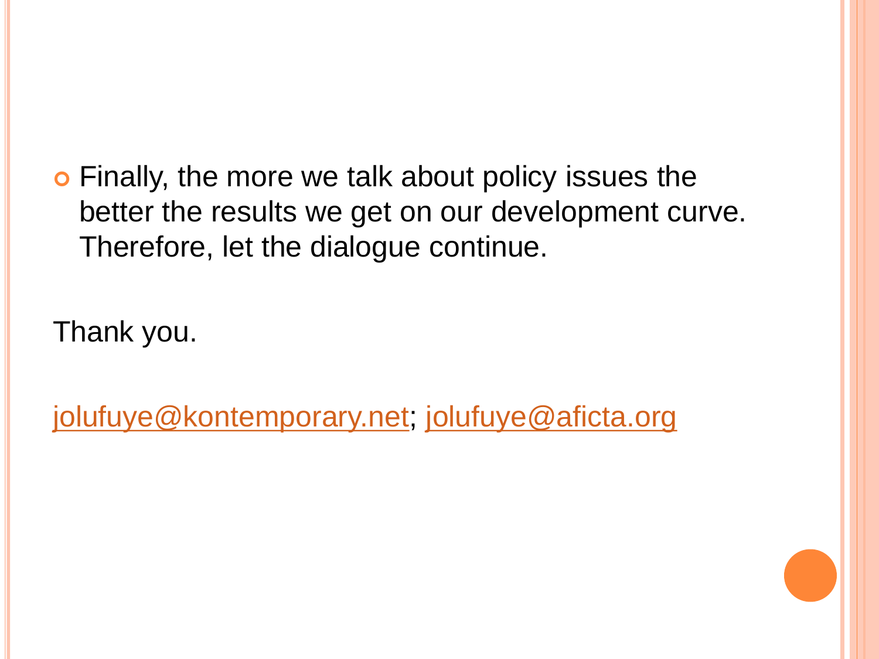- Finally, the more we talk about policy issues the better the results we get on our development curve. Therefore, let the dialogue continue.

Thank you.

jolufuye@kontemporary.net; jolufuye@aficta.org